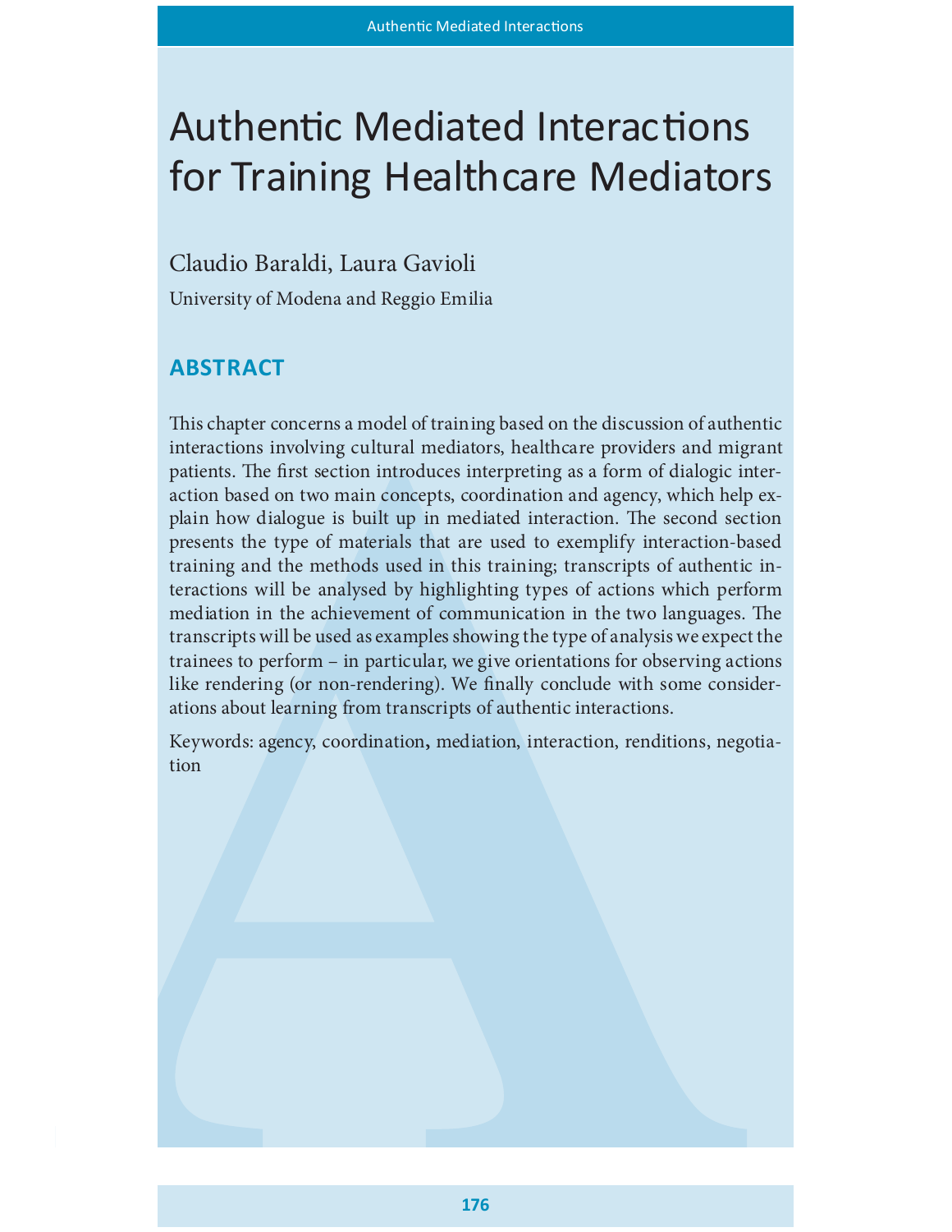# Authentic Mediated Interactions for Training Healthcare Mediators

Claudio Baraldi, Laura Gavioli

University of Modena and Reggio Emilia

## ABSTRACT

This chapter concerns a model of training based on the discussion of authentic interactions involving cultural mediators, healthcare providers and migrant patients. The first section introduces interpreting as a form of dialogic interaction based on two main concepts, coordination and agency, which help explain how dialogue is built up in mediated interaction. The second section presents the type of materials that are used to exemplify interaction-based training and the methods used in this training; transcripts of authentic interactions will be analysed by highlighting types of actions which perform mediation in the achievement of communication in the two languages. The transcripts will be used as examples showing the type of analysis we expect the trainees to perform – in particular, we give orientations for observing actions like rendering (or non-rendering). We finally conclude with some considerations about learning from transcripts of authentic interactions.

Keywords: agency, coordination, mediation, interaction, renditions, negotiation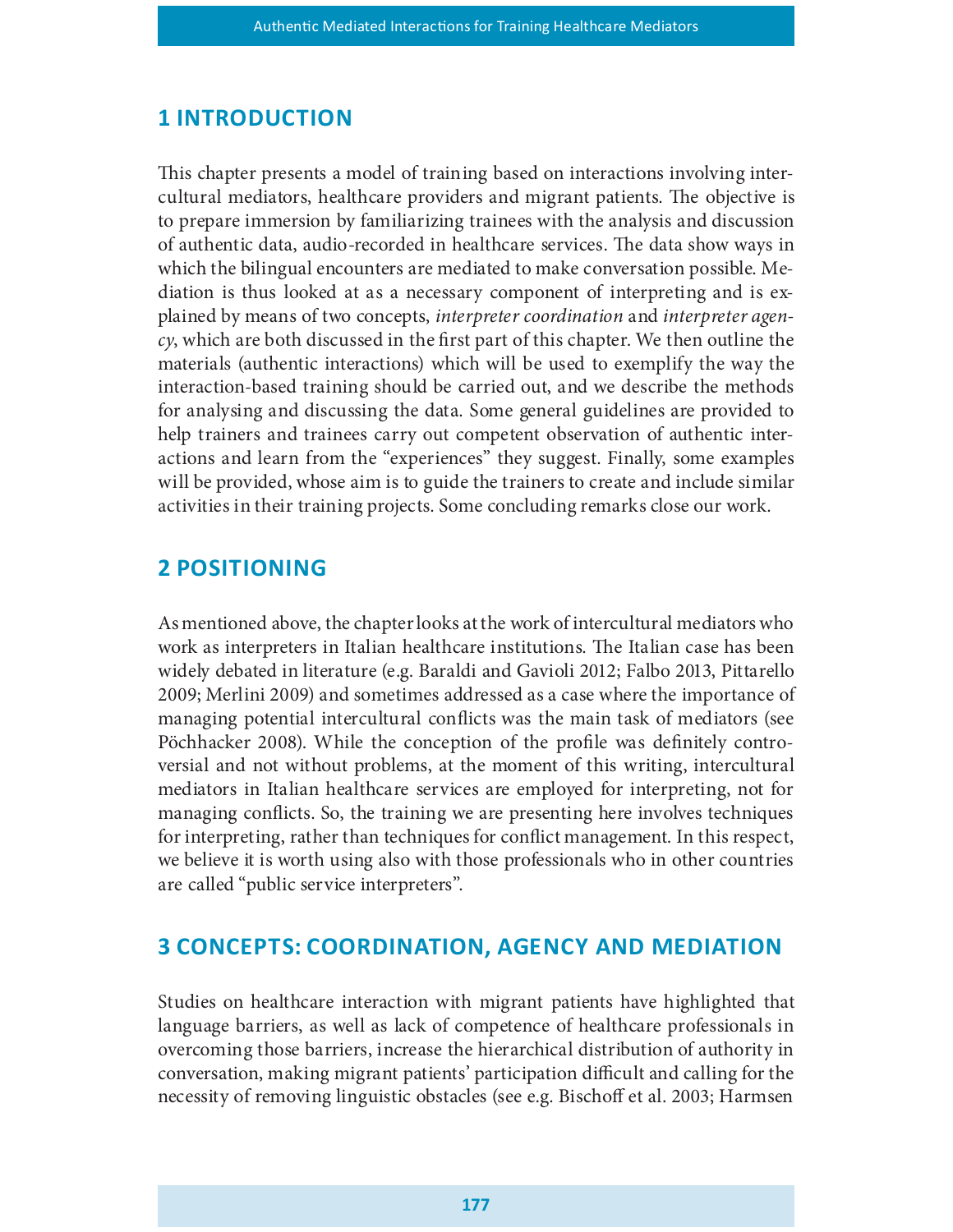## 1 INTRODUCTION

This chapter presents a model of training based on interactions involving intercultural mediators, healthcare providers and migrant patients. The objective is to prepare immersion by familiarizing trainees with the analysis and discussion of authentic data, audio-recorded in healthcare services. The data show ways in which the bilingual encounters are mediated to make conversation possible. Mediation is thus looked at as a necessary component of interpreting and is explained by means of two concepts, *interpreter coordination* and *interpreter agency*, which are both discussed in the first part of this chapter. We then outline the materials (authentic interactions) which will be used to exemplify the way the interaction-based training should be carried out, and we describe the methods for analysing and discussing the data. Some general guidelines are provided to help trainers and trainees carry out competent observation of authentic interactions and learn from the "experiences" they suggest. Finally, some examples will be provided, whose aim is to guide the trainers to create and include similar activities in their training projects. Some concluding remarks close our work.

## 2 POSITIONING

As mentioned above, the chapter looks at the work of intercultural mediators who work as interpreters in Italian healthcare institutions. The Italian case has been widely debated in literature (e.g. Baraldi and Gavioli 2012; Falbo 2013, Pittarello 2009; Merlini 2009) and sometimes addressed as a case where the importance of managing potential intercultural conflicts was the main task of mediators (see Pöchhacker 2008). While the conception of the profile was definitely controversial and not without problems, at the moment of this writing, intercultural mediators in Italian healthcare services are employed for interpreting, not for managing conflicts. So, the training we are presenting here involves techniques for interpreting, rather than techniques for conflict management. In this respect, we believe it is worth using also with those professionals who in other countries are called "public service interpreters".

## 3 CONCEPTS: COORDINATION, AGENCY AND MEDIATION

Studies on healthcare interaction with migrant patients have highlighted that language barriers, as well as lack of competence of healthcare professionals in overcoming those barriers, increase the hierarchical distribution of authority in conversation, making migrant patients' participation difficult and calling for the necessity of removing linguistic obstacles (see e.g. Bischoff et al. 2003; Harmsen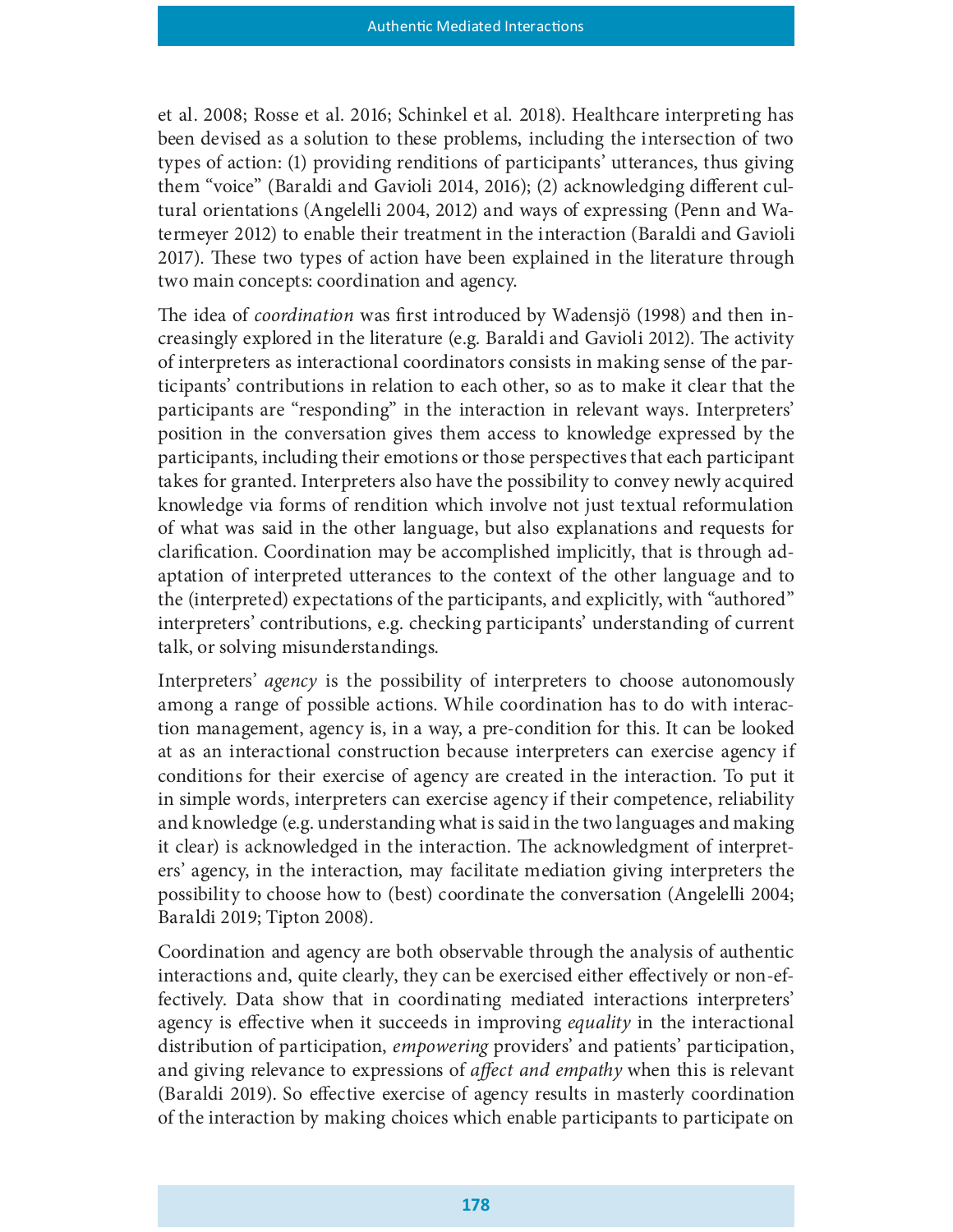et al. 2008; Rosse et al. 2016; Schinkel et al. 2018). Healthcare interpreting has been devised as a solution to these problems, including the intersection of two types of action: (1) providing renditions of participants' utterances, thus giving them "voice" (Baraldi and Gavioli 2014, 2016); (2) acknowledging different cultural orientations (Angelelli 2004, 2012) and ways of expressing (Penn and Watermeyer 2012) to enable their treatment in the interaction (Baraldi and Gavioli 2017). These two types of action have been explained in the literature through two main concepts: coordination and agency.

The idea of *coordination* was first introduced by Wadensjö (1998) and then increasingly explored in the literature (e.g. Baraldi and Gavioli 2012). The activity of interpreters as interactional coordinators consists in making sense of the participants' contributions in relation to each other, so as to make it clear that the participants are "responding" in the interaction in relevant ways. Interpreters' position in the conversation gives them access to knowledge expressed by the participants, including their emotions or those perspectives that each participant takes for granted. Interpreters also have the possibility to convey newly acquired knowledge via forms of rendition which involve not just textual reformulation of what was said in the other language, but also explanations and requests for clarification. Coordination may be accomplished implicitly, that is through adaptation of interpreted utterances to the context of the other language and to the (interpreted) expectations of the participants, and explicitly, with "authored" interpreters' contributions, e.g. checking participants' understanding of current talk, or solving misunderstandings.

Interpreters' *agency* is the possibility of interpreters to choose autonomously among a range of possible actions. While coordination has to do with interaction management, agency is, in a way, a pre-condition for this. It can be looked at as an interactional construction because interpreters can exercise agency if conditions for their exercise of agency are created in the interaction. To put it in simple words, interpreters can exercise agency if their competence, reliability and knowledge (e.g. understanding what is said in the two languages and making it clear) is acknowledged in the interaction. The acknowledgment of interpreters' agency, in the interaction, may facilitate mediation giving interpreters the possibility to choose how to (best) coordinate the conversation (Angelelli 2004; Baraldi 2019; Tipton 2008).

Coordination and agency are both observable through the analysis of authentic interactions and, quite clearly, they can be exercised either effectively or non-effectively. Data show that in coordinating mediated interactions interpreters' agency is effective when it succeeds in improving *equality* in the interactional distribution of participation, *empowering* providers' and patients' participation, and giving relevance to expressions of *affect and empathy* when this is relevant (Baraldi 2019). So effective exercise of agency results in masterly coordination of the interaction by making choices which enable participants to participate on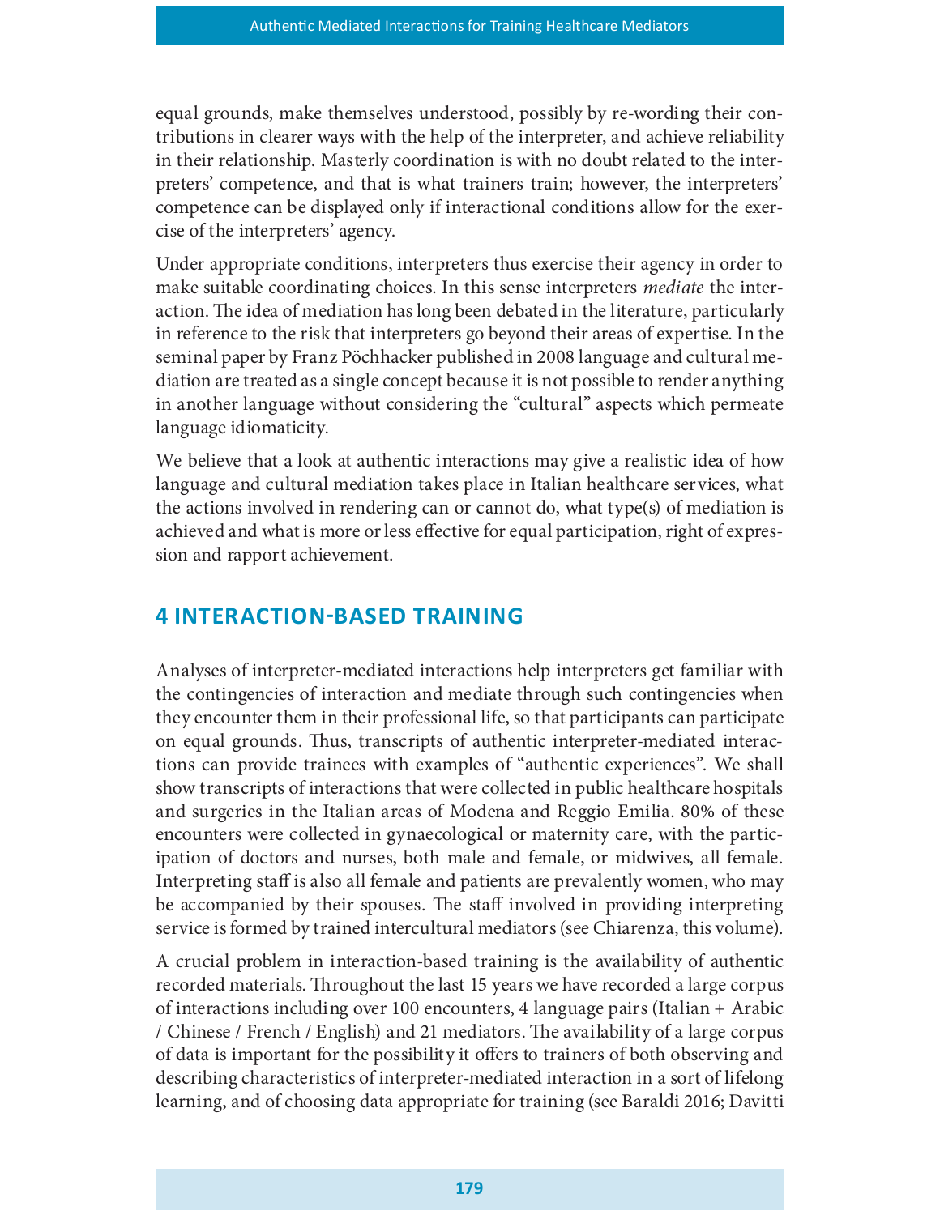equal grounds, make themselves understood, possibly by re-wording their contributions in clearer ways with the help of the interpreter, and achieve reliability in their relationship. Masterly coordination is with no doubt related to the interpreters' competence, and that is what trainers train; however, the interpreters' competence can be displayed only if interactional conditions allow for the exercise of the interpreters' agency.

Under appropriate conditions, interpreters thus exercise their agency in order to make suitable coordinating choices. In this sense interpreters *mediate* the interaction. The idea of mediation has long been debated in the literature, particularly in reference to the risk that interpreters go beyond their areas of expertise. In the seminal paper by Franz Pöchhacker published in 2008 language and cultural mediation are treated as a single concept because it is not possible to render anything in another language without considering the "cultural" aspects which permeate language idiomaticity.

We believe that a look at authentic interactions may give a realistic idea of how language and cultural mediation takes place in Italian healthcare services, what the actions involved in rendering can or cannot do, what type(s) of mediation is achieved and what is more or less effective for equal participation, right of expression and rapport achievement.

## 4 INTERACTION-BASED TRAINING

Analyses of interpreter-mediated interactions help interpreters get familiar with the contingencies of interaction and mediate through such contingencies when they encounter them in their professional life, so that participants can participate on equal grounds. Thus, transcripts of authentic interpreter-mediated interactions can provide trainees with examples of "authentic experiences". We shall show transcripts of interactions that were collected in public healthcare hospitals and surgeries in the Italian areas of Modena and Reggio Emilia. 80% of these encounters were collected in gynaecological or maternity care, with the participation of doctors and nurses, both male and female, or midwives, all female. Interpreting staff is also all female and patients are prevalently women, who may be accompanied by their spouses. The staff involved in providing interpreting service is formed by trained intercultural mediators (see Chiarenza, this volume).

A crucial problem in interaction-based training is the availability of authentic recorded materials. Throughout the last 15 years we have recorded a large corpus of interactions including over 100 encounters, 4 language pairs (Italian + Arabic / Chinese / French / English) and 21 mediators. The availability of a large corpus of data is important for the possibility it offers to trainers of both observing and describing characteristics of interpreter-mediated interaction in a sort of lifelong learning, and of choosing data appropriate for training (see Baraldi 2016; Davitti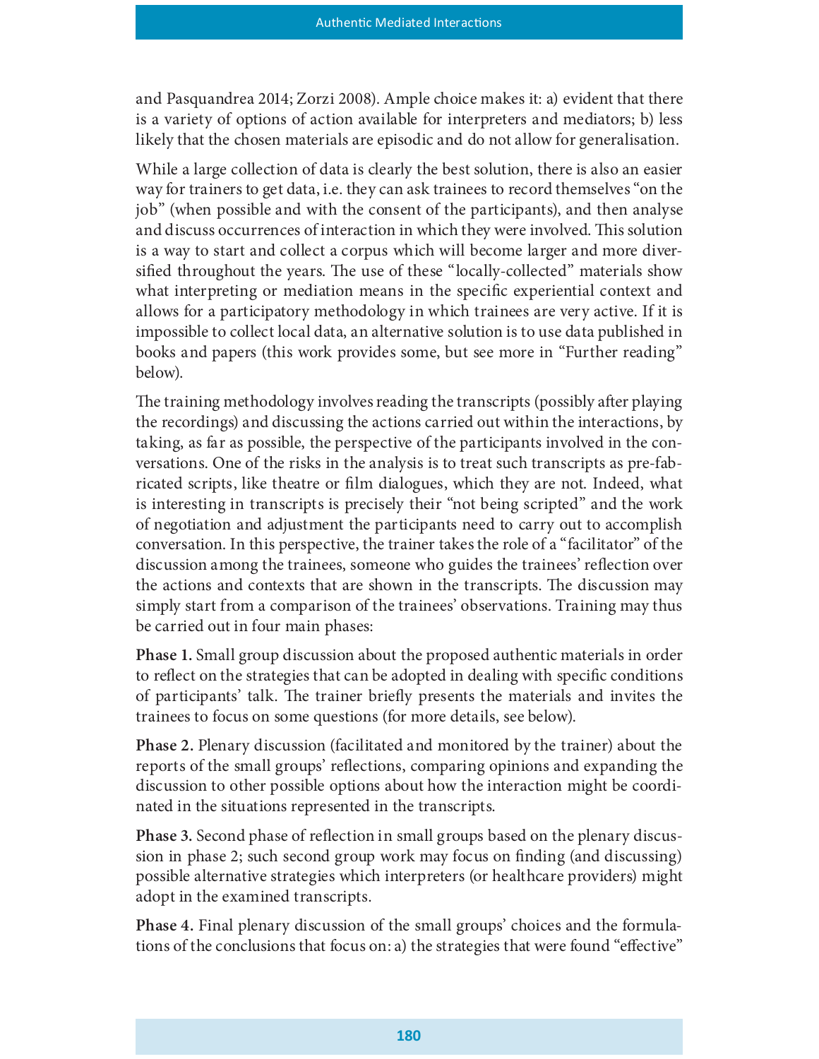and Pasquandrea 2014; Zorzi 2008). Ample choice makes it: a) evident that there is a variety of options of action available for interpreters and mediators; b) less likely that the chosen materials are episodic and do not allow for generalisation.

While a large collection of data is clearly the best solution, there is also an easier way for trainers to get data, i.e. they can ask trainees to record themselves "on the job" (when possible and with the consent of the participants), and then analyse and discuss occurrences of interaction in which they were involved. This solution is a way to start and collect a corpus which will become larger and more diversified throughout the years. The use of these "locally-collected" materials show what interpreting or mediation means in the specific experiential context and allows for a participatory methodology in which trainees are very active. If it is impossible to collect local data, an alternative solution is to use data published in books and papers (this work provides some, but see more in "Further reading" below).

The training methodology involves reading the transcripts (possibly after playing the recordings) and discussing the actions carried out within the interactions, by taking, as far as possible, the perspective of the participants involved in the conversations. One of the risks in the analysis is to treat such transcripts as pre-fabricated scripts, like theatre or film dialogues, which they are not. Indeed, what is interesting in transcripts is precisely their "not being scripted" and the work of negotiation and adjustment the participants need to carry out to accomplish conversation. In this perspective, the trainer takes the role of a "facilitator" of the discussion among the trainees, someone who guides the trainees' reflection over the actions and contexts that are shown in the transcripts. The discussion may simply start from a comparison of the trainees' observations. Training may thus be carried out in four main phases:

**Phase 1.** Small group discussion about the proposed authentic materials in order to reflect on the strategies that can be adopted in dealing with specific conditions of participants' talk. The trainer briefly presents the materials and invites the trainees to focus on some questions (for more details, see below).

**Phase 2.** Plenary discussion (facilitated and monitored by the trainer) about the reports of the small groups' reflections, comparing opinions and expanding the discussion to other possible options about how the interaction might be coordinated in the situations represented in the transcripts.

**Phase 3.** Second phase of reflection in small groups based on the plenary discussion in phase 2; such second group work may focus on finding (and discussing) possible alternative strategies which interpreters (or healthcare providers) might adopt in the examined transcripts.

**Phase 4.** Final plenary discussion of the small groups' choices and the formulations of the conclusions that focus on: a) the strategies that were found "effective"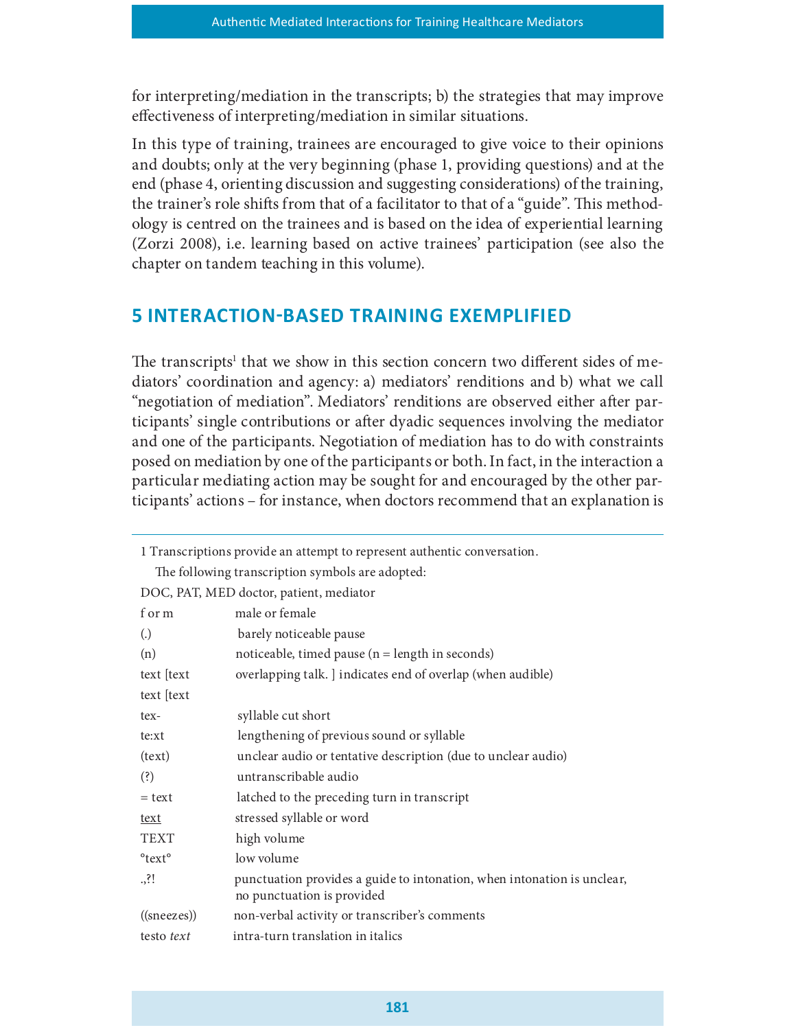for interpreting/mediation in the transcripts; b) the strategies that may improve effectiveness of interpreting/mediation in similar situations.

In this type of training, trainees are encouraged to give voice to their opinions and doubts; only at the very beginning (phase 1, providing questions) and at the end (phase 4, orienting discussion and suggesting considerations) of the training, the trainer's role shifts from that of a facilitator to that of a "guide". This methodology is centred on the trainees and is based on the idea of experiential learning (Zorzi 2008), i.e. learning based on active trainees' participation (see also the chapter on tandem teaching in this volume).

## 5 INTERACTION-BASED TRAINING EXEMPLIFIED

The transcripts[1] that we show in this section concern two different sides of mediators' coordination and agency: a) mediators' renditions and b) what we call "negotiation of mediation". Mediators' renditions are observed either after participants' single contributions or after dyadic sequences involving the mediator and one of the participants. Negotiation of mediation has to do with constraints posed on mediation by one of the participants or both. In fact, in the interaction a particular mediating action may be sought for and encouraged by the other participants' actions – for instance, when doctors recommend that an explanation is

---

1 Transcriptions provide an attempt to represent authentic conversation.

The following transcription symbols are adopted:

| | |
|---|---|
| DOC, PAT, MED | doctor, patient, mediator |
| f or m | male or female |
| (.) | barely noticeable pause |
| (n) | noticeable, timed pause (n = length in seconds) |
| text [text<br>text [text | overlapping talk. ] indicates end of overlap (when audible) |
| tex- | syllable cut short |
| te:xt | lengthening of previous sound or syllable |
| (text) | unclear audio or tentative description (due to unclear audio) |
| (?) | untranscribable audio |
| = text | latched to the preceding turn in transcript |
| <u>text</u> | stressed syllable or word |
| TEXT | high volume |
| °text° | low volume |
| .,?! | punctuation provides a guide to intonation, when intonation is unclear, no punctuation is provided |
| ((sneezes)) | non-verbal activity or transcriber's comments |
| testo *text* | intra-turn translation in italics |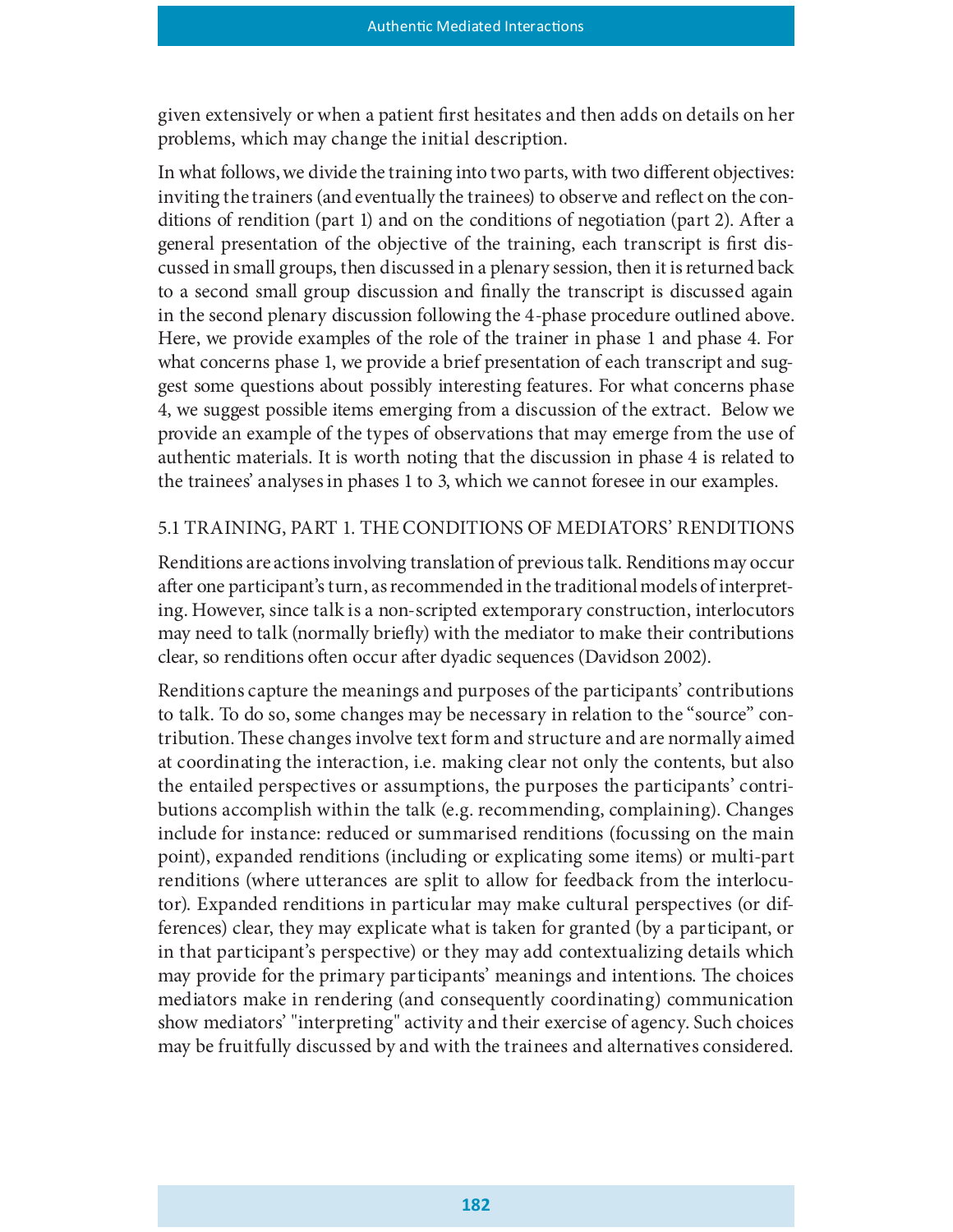given extensively or when a patient first hesitates and then adds on details on her problems, which may change the initial description.

In what follows, we divide the training into two parts, with two different objectives: inviting the trainers (and eventually the trainees) to observe and reflect on the conditions of rendition (part 1) and on the conditions of negotiation (part 2). After a general presentation of the objective of the training, each transcript is first discussed in small groups, then discussed in a plenary session, then it is returned back to a second small group discussion and finally the transcript is discussed again in the second plenary discussion following the 4-phase procedure outlined above. Here, we provide examples of the role of the trainer in phase 1 and phase 4. For what concerns phase 1, we provide a brief presentation of each transcript and suggest some questions about possibly interesting features. For what concerns phase 4, we suggest possible items emerging from a discussion of the extract. Below we provide an example of the types of observations that may emerge from the use of authentic materials. It is worth noting that the discussion in phase 4 is related to the trainees' analyses in phases 1 to 3, which we cannot foresee in our examples.

## 5.1 TRAINING, PART 1. THE CONDITIONS OF MEDIATORS' RENDITIONS

Renditions are actions involving translation of previous talk. Renditions may occur after one participant's turn, as recommended in the traditional models of interpreting. However, since talk is a non-scripted extemporary construction, interlocutors may need to talk (normally briefly) with the mediator to make their contributions clear, so renditions often occur after dyadic sequences (Davidson 2002).

Renditions capture the meanings and purposes of the participants' contributions to talk. To do so, some changes may be necessary in relation to the "source" contribution. These changes involve text form and structure and are normally aimed at coordinating the interaction, i.e. making clear not only the contents, but also the entailed perspectives or assumptions, the purposes the participants' contributions accomplish within the talk (e.g. recommending, complaining). Changes include for instance: reduced or summarised renditions (focussing on the main point), expanded renditions (including or explicating some items) or multi-part renditions (where utterances are split to allow for feedback from the interlocutor). Expanded renditions in particular may make cultural perspectives (or differences) clear, they may explicate what is taken for granted (by a participant, or in that participant's perspective) or they may add contextualizing details which may provide for the primary participants' meanings and intentions. The choices mediators make in rendering (and consequently coordinating) communication show mediators' "interpreting" activity and their exercise of agency. Such choices may be fruitfully discussed by and with the trainees and alternatives considered.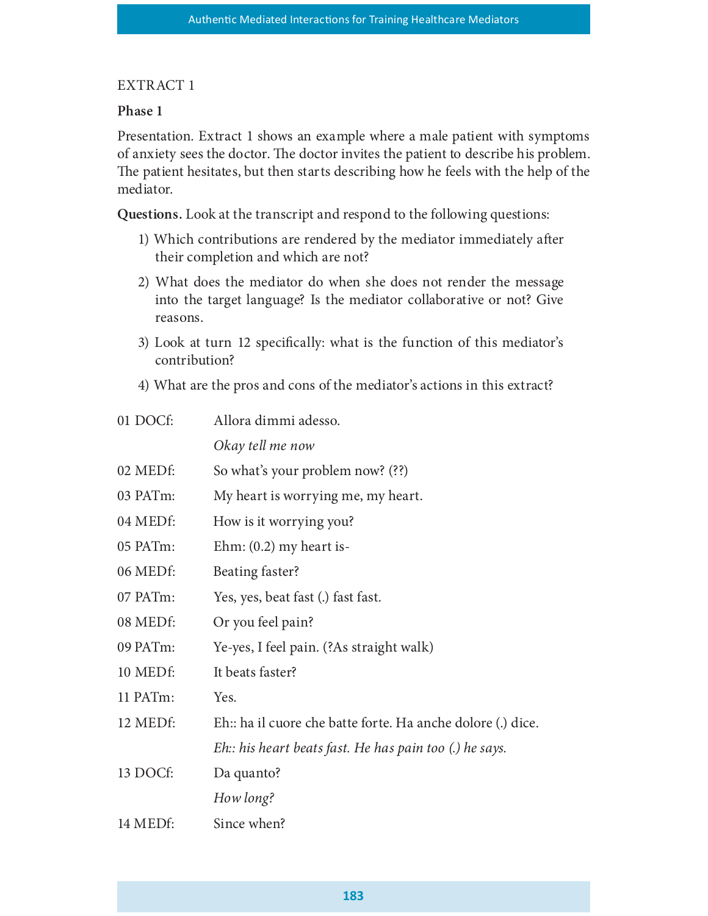EXTRACT 1

**Phase 1**

Presentation. Extract 1 shows an example where a male patient with symptoms of anxiety sees the doctor. The doctor invites the patient to describe his problem. The patient hesitates, but then starts describing how he feels with the help of the mediator.

**Questions.** Look at the transcript and respond to the following questions:

1) Which contributions are rendered by the mediator immediately after their completion and which are not?
2) What does the mediator do when she does not render the message into the target language? Is the mediator collaborative or not? Give reasons.
3) Look at turn 12 specifically: what is the function of this mediator's contribution?
4) What are the pros and cons of the mediator's actions in this extract?

| | |
|---|---|
| 01 DOCf: | Allora dimmi adesso. |
| | *Okay tell me now* |
| 02 MEDf: | So what's your problem now? (??) |
| 03 PATm: | My heart is worrying me, my heart. |
| 04 MEDf: | How is it worrying you? |
| 05 PATm: | Ehm: (0.2) my heart is- |
| 06 MEDf: | Beating faster? |
| 07 PATm: | Yes, yes, beat fast (.) fast fast. |
| 08 MEDf: | Or you feel pain? |
| 09 PATm: | Ye-yes, I feel pain. (?As straight walk) |
| 10 MEDf: | It beats faster? |
| 11 PATm: | Yes. |
| 12 MEDf: | Eh:: ha il cuore che batte forte. Ha anche dolore (.) dice. |
| | *Eh:: his heart beats fast. He has pain too (.) he says.* |
| 13 DOCf: | Da quanto? |
| | *How long?* |
| 14 MEDf: | Since when? |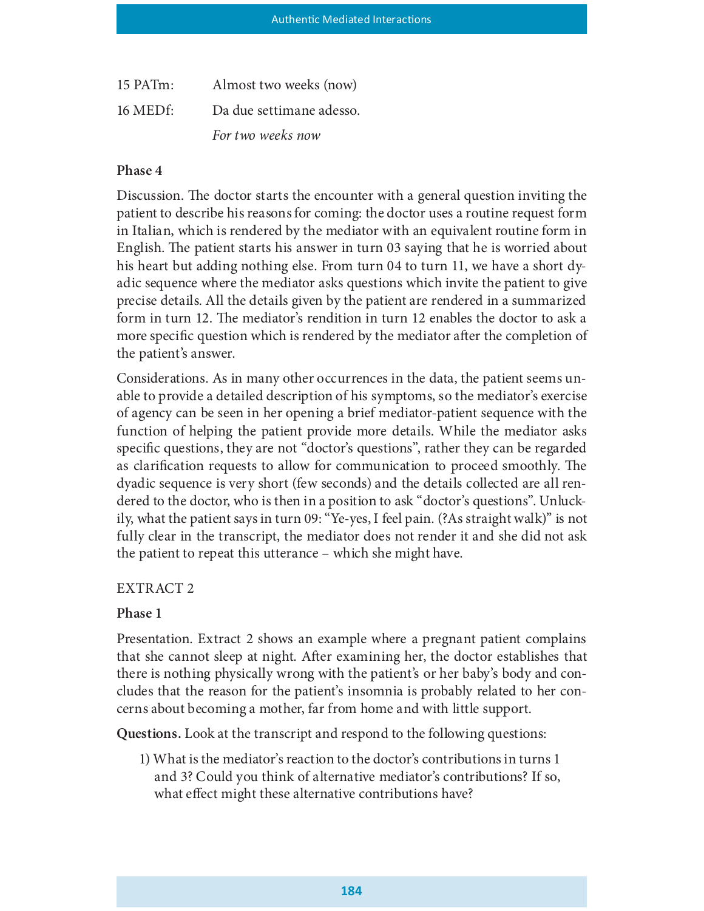15 PATm: Almost two weeks (now)

16 MEDf: Da due settimane adesso.

*For two weeks now*

**Phase 4**

Discussion. The doctor starts the encounter with a general question inviting the patient to describe his reasons for coming: the doctor uses a routine request form in Italian, which is rendered by the mediator with an equivalent routine form in English. The patient starts his answer in turn 03 saying that he is worried about his heart but adding nothing else. From turn 04 to turn 11, we have a short dyadic sequence where the mediator asks questions which invite the patient to give precise details. All the details given by the patient are rendered in a summarized form in turn 12. The mediator's rendition in turn 12 enables the doctor to ask a more specific question which is rendered by the mediator after the completion of the patient's answer.

Considerations. As in many other occurrences in the data, the patient seems unable to provide a detailed description of his symptoms, so the mediator's exercise of agency can be seen in her opening a brief mediator-patient sequence with the function of helping the patient provide more details. While the mediator asks specific questions, they are not "doctor's questions", rather they can be regarded as clarification requests to allow for communication to proceed smoothly. The dyadic sequence is very short (few seconds) and the details collected are all rendered to the doctor, who is then in a position to ask "doctor's questions". Unluckily, what the patient says in turn 09: "Ye-yes, I feel pain. (?As straight walk)" is not fully clear in the transcript, the mediator does not render it and she did not ask the patient to repeat this utterance – which she might have.

EXTRACT 2

**Phase 1**

Presentation. Extract 2 shows an example where a pregnant patient complains that she cannot sleep at night. After examining her, the doctor establishes that there is nothing physically wrong with the patient's or her baby's body and concludes that the reason for the patient's insomnia is probably related to her concerns about becoming a mother, far from home and with little support.

**Questions.** Look at the transcript and respond to the following questions:

1) What is the mediator's reaction to the doctor's contributions in turns 1 and 3? Could you think of alternative mediator's contributions? If so, what effect might these alternative contributions have?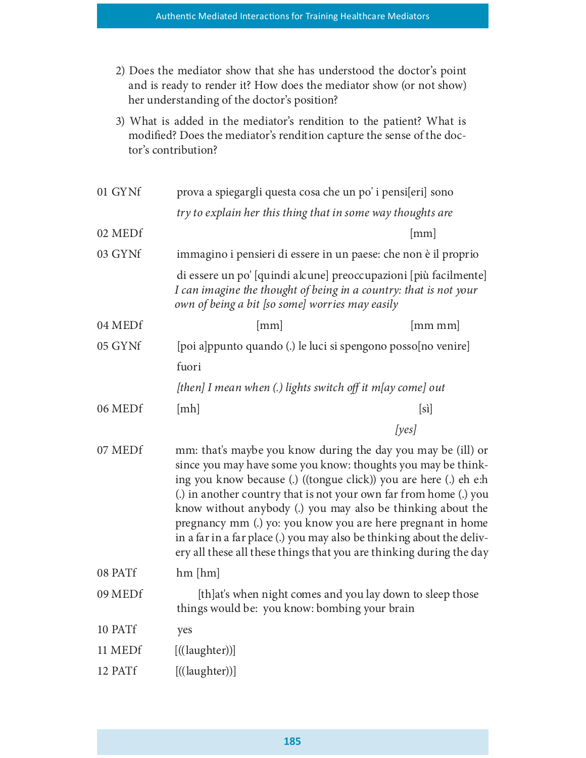2) Does the mediator show that she has understood the doctor's point and is ready to render it? How does the mediator show (or not show) her understanding of the doctor's position?

3) What is added in the mediator's rendition to the patient? What is modified? Does the mediator's rendition capture the sense of the doctor's contribution?

| | |
|---|---|
| 01 GYNf | prova a spiegargli questa cosa che un po' i pensi[eri] sono<br>*try to explain her this thing that in some way thoughts are* |
| 02 MEDf | [mm] |
| 03 GYNf | immagino i pensieri di essere in un paese: che non è il proprio<br>di essere un po' [quindi alcune] preoccupazioni [più facilmente]<br>*I can imagine the thought of being in a country: that is not your own of being a bit [so some] worries may easily* |
| 04 MEDf | [mm] [mm mm] |
| 05 GYNf | [poi a]ppunto quando (.) le luci si spengono posso[no venire]<br>fuori<br>*[then] I mean when (.) lights switch off it m[ay come] out* |
| 06 MEDf | [mh] [sì]<br>*[yes]* |
| 07 MEDf | mm: that's maybe you know during the day you may be (ill) or since you may have some you know: thoughts you may be thinking you know because (.) ((tongue click)) you are here (.) eh e:h (.) in another country that is not your own far from home (.) you know without anybody (.) you may also be thinking about the pregnancy mm (.) yo: you know you are here pregnant in home in a far in a far place (.) you may also be thinking about the delivery all these all these things that you are thinking during the day |
| 08 PATf | hm [hm] |
| 09 MEDf | [th]at's when night comes and you lay down to sleep those things would be: you know: bombing your brain |
| 10 PATf | yes |
| 11 MEDf | [((laughter))] |
| 12 PATf | [((laughter))] |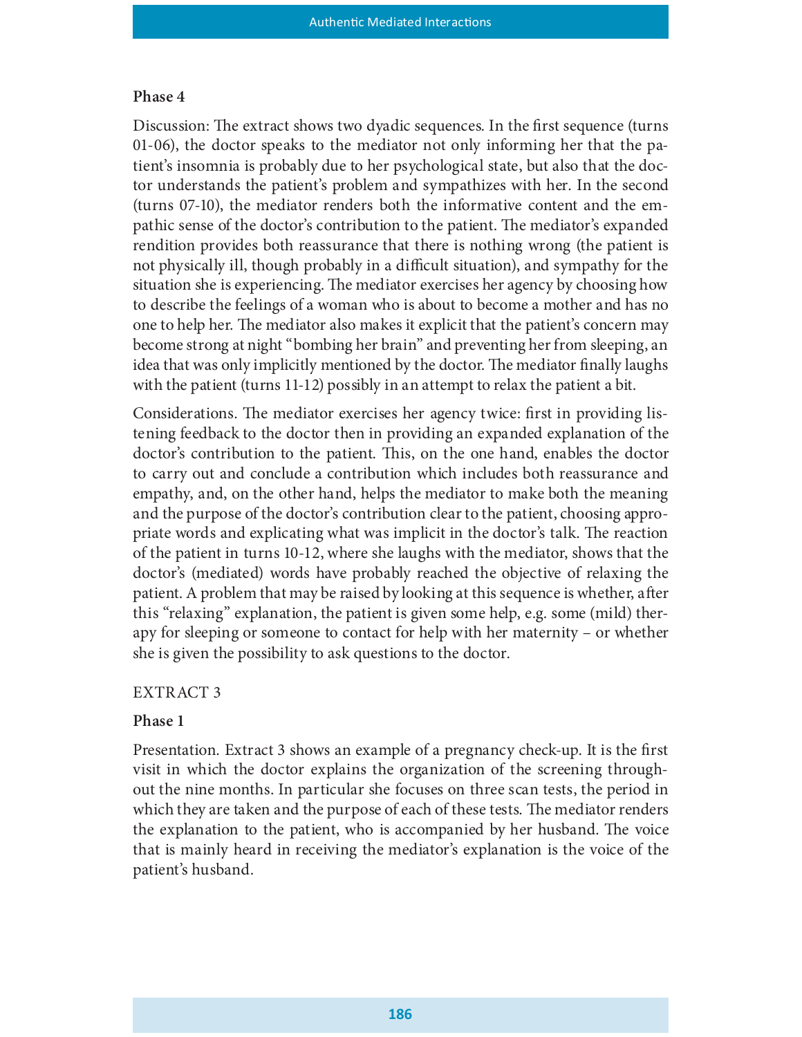**Phase 4**

Discussion: The extract shows two dyadic sequences. In the first sequence (turns 01-06), the doctor speaks to the mediator not only informing her that the patient's insomnia is probably due to her psychological state, but also that the doctor understands the patient's problem and sympathizes with her. In the second (turns 07-10), the mediator renders both the informative content and the empathic sense of the doctor's contribution to the patient. The mediator's expanded rendition provides both reassurance that there is nothing wrong (the patient is not physically ill, though probably in a difficult situation), and sympathy for the situation she is experiencing. The mediator exercises her agency by choosing how to describe the feelings of a woman who is about to become a mother and has no one to help her. The mediator also makes it explicit that the patient's concern may become strong at night "bombing her brain" and preventing her from sleeping, an idea that was only implicitly mentioned by the doctor. The mediator finally laughs with the patient (turns 11-12) possibly in an attempt to relax the patient a bit.

Considerations. The mediator exercises her agency twice: first in providing listening feedback to the doctor then in providing an expanded explanation of the doctor's contribution to the patient. This, on the one hand, enables the doctor to carry out and conclude a contribution which includes both reassurance and empathy, and, on the other hand, helps the mediator to make both the meaning and the purpose of the doctor's contribution clear to the patient, choosing appropriate words and explicating what was implicit in the doctor's talk. The reaction of the patient in turns 10-12, where she laughs with the mediator, shows that the doctor's (mediated) words have probably reached the objective of relaxing the patient. A problem that may be raised by looking at this sequence is whether, after this "relaxing" explanation, the patient is given some help, e.g. some (mild) therapy for sleeping or someone to contact for help with her maternity – or whether she is given the possibility to ask questions to the doctor.

EXTRACT 3

**Phase 1**

Presentation. Extract 3 shows an example of a pregnancy check-up. It is the first visit in which the doctor explains the organization of the screening throughout the nine months. In particular she focuses on three scan tests, the period in which they are taken and the purpose of each of these tests. The mediator renders the explanation to the patient, who is accompanied by her husband. The voice that is mainly heard in receiving the mediator's explanation is the voice of the patient's husband.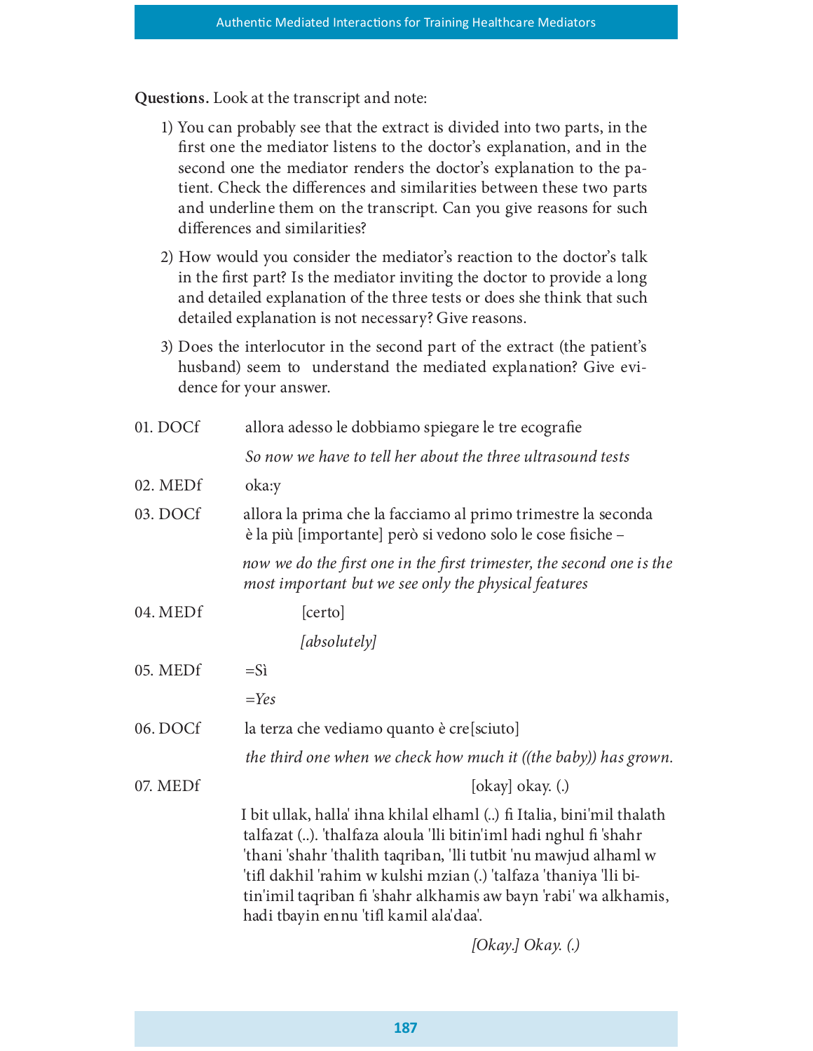**Questions.** Look at the transcript and note:

1) You can probably see that the extract is divided into two parts, in the first one the mediator listens to the doctor's explanation, and in the second one the mediator renders the doctor's explanation to the patient. Check the differences and similarities between these two parts and underline them on the transcript. Can you give reasons for such differences and similarities?

2) How would you consider the mediator's reaction to the doctor's talk in the first part? Is the mediator inviting the doctor to provide a long and detailed explanation of the three tests or does she think that such detailed explanation is not necessary? Give reasons.

3) Does the interlocutor in the second part of the extract (the patient's husband) seem to understand the mediated explanation? Give evidence for your answer.

| | |
|---|---|
| 01. DOCf | allora adesso le dobbiamo spiegare le tre ecografie |
| | *So now we have to tell her about the three ultrasound tests* |
| 02. MEDf | oka:y |
| 03. DOCf | allora la prima che la facciamo al primo trimestre la seconda è la più [importante] però si vedono solo le cose fisiche – |
| | *now we do the first one in the first trimester, the second one is the most important but we see only the physical features* |
| 04. MEDf | [certo] |
| | *[absolutely]* |
| 05. MEDf | =Sì |
| | *=Yes* |
| 06. DOCf | la terza che vediamo quanto è cre[sciuto] |
| | *the third one when we check how much it ((the baby)) has grown.* |
| 07. MEDf | [okay] okay. (.) |
| | I bit ullak, halla' ihna khilal elhaml (..) fi Italia, bini'mil thalath talfazat (..). 'thalfaza aloula 'lli bitin'iml hadi nghul fi 'shahr 'thani 'shahr 'thalith taqriban, 'lli tutbit 'nu mawjud alhaml w 'tifl dakhil 'rahim w kulshi mzian (.) 'talfaza 'thaniya 'lli bitin'imil taqriban fi 'shahr alkhamis aw bayn 'rabi' wa alkhamis, hadi tbayin ennu 'tifl kamil ala'daa'. |
| | *[Okay.] Okay. (.)* |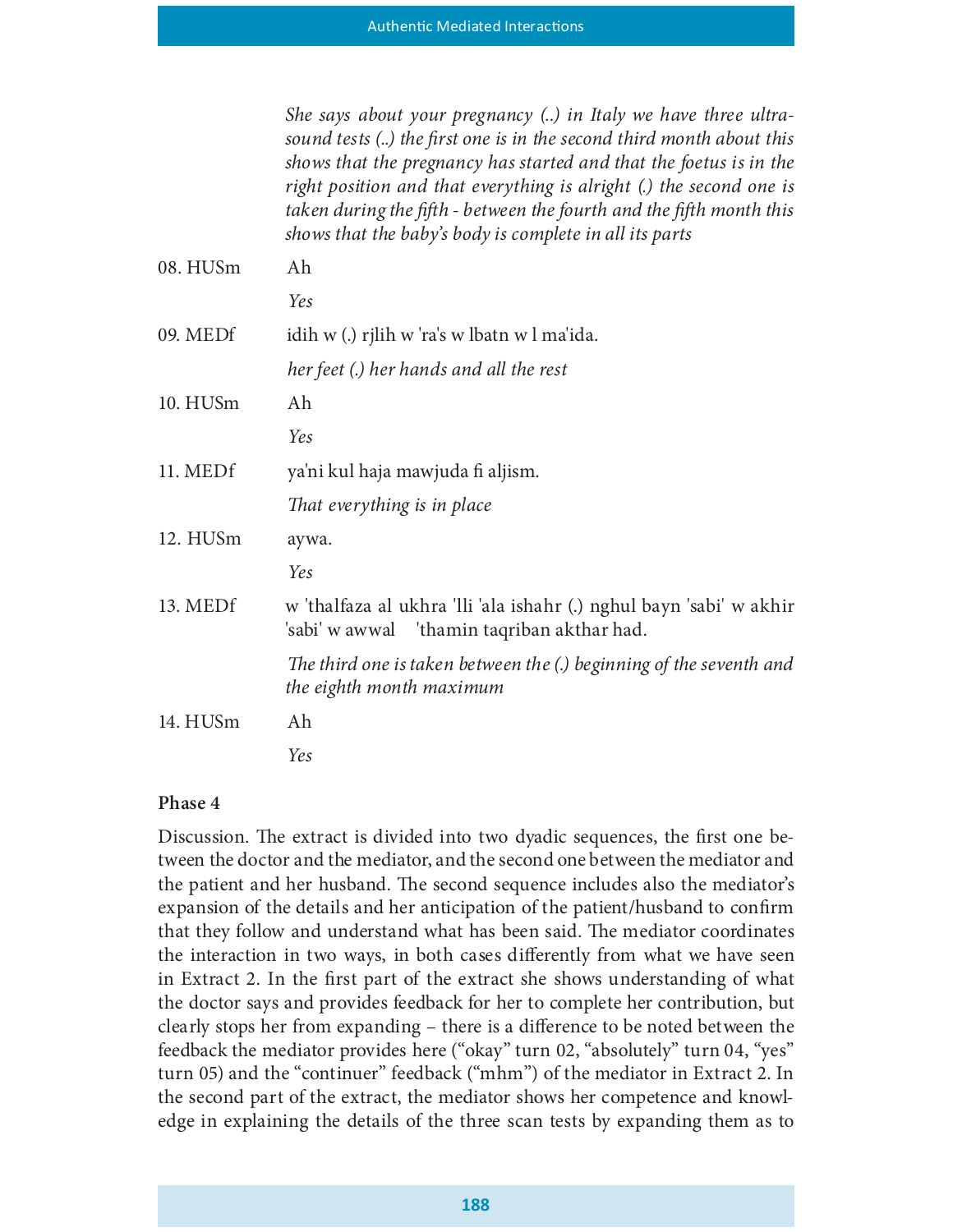*She says about your pregnancy (..) in Italy we have three ultrasound tests (..) the first one is in the second third month about this shows that the pregnancy has started and that the foetus is in the right position and that everything is alright (.) the second one is taken during the fifth - between the fourth and the fifth month this shows that the baby's body is complete in all its parts*

| | |
|---|---|
| 08. HUSm | Ah |
| | *Yes* |
| 09. MEDf | idih w (.) rjlih w 'ra's w lbatn w l ma'ida. |
| | *her feet (.) her hands and all the rest* |
| 10. HUSm | Ah |
| | *Yes* |
| 11. MEDf | ya'ni kul haja mawjuda fi aljism. |
| | *That everything is in place* |
| 12. HUSm | aywa. |
| | *Yes* |
| 13. MEDf | w 'thalfaza al ukhra 'lli 'ala ishahr (.) nghul bayn 'sabi' w akhir 'sabi' w awwal 'thamin taqriban akthar had. |
| | *The third one is taken between the (.) beginning of the seventh and the eighth month maximum* |
| 14. HUSm | Ah |
| | *Yes* |

**Phase 4**

Discussion. The extract is divided into two dyadic sequences, the first one between the doctor and the mediator, and the second one between the mediator and the patient and her husband. The second sequence includes also the mediator's expansion of the details and her anticipation of the patient/husband to confirm that they follow and understand what has been said. The mediator coordinates the interaction in two ways, in both cases differently from what we have seen in Extract 2. In the first part of the extract she shows understanding of what the doctor says and provides feedback for her to complete her contribution, but clearly stops her from expanding – there is a difference to be noted between the feedback the mediator provides here ("okay" turn 02, "absolutely" turn 04, "yes" turn 05) and the "continuer" feedback ("mhm") of the mediator in Extract 2. In the second part of the extract, the mediator shows her competence and knowledge in explaining the details of the three scan tests by expanding them as to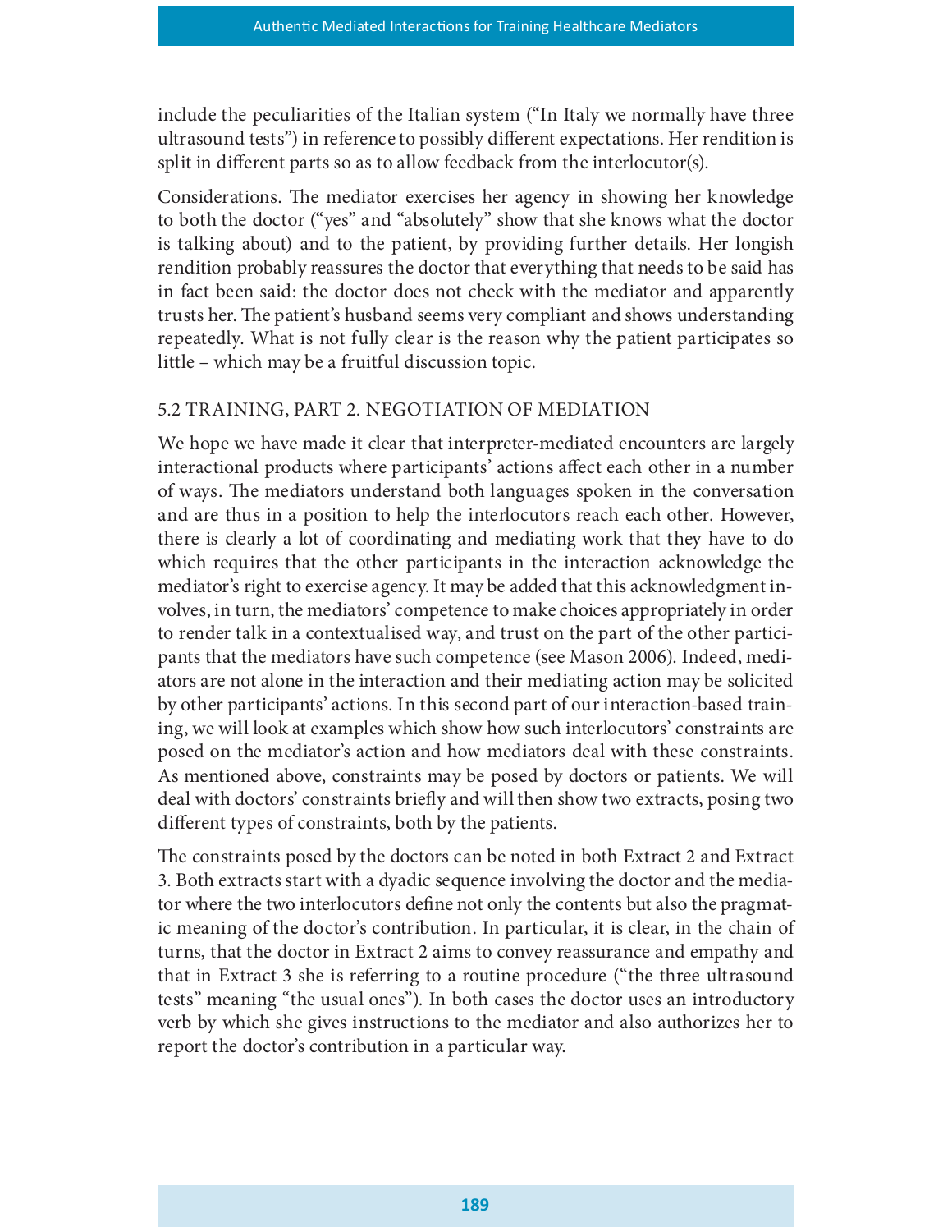include the peculiarities of the Italian system ("In Italy we normally have three ultrasound tests") in reference to possibly different expectations. Her rendition is split in different parts so as to allow feedback from the interlocutor(s).

Considerations. The mediator exercises her agency in showing her knowledge to both the doctor ("yes" and "absolutely" show that she knows what the doctor is talking about) and to the patient, by providing further details. Her longish rendition probably reassures the doctor that everything that needs to be said has in fact been said: the doctor does not check with the mediator and apparently trusts her. The patient's husband seems very compliant and shows understanding repeatedly. What is not fully clear is the reason why the patient participates so little – which may be a fruitful discussion topic.

### 5.2 TRAINING, PART 2. NEGOTIATION OF MEDIATION

We hope we have made it clear that interpreter-mediated encounters are largely interactional products where participants' actions affect each other in a number of ways. The mediators understand both languages spoken in the conversation and are thus in a position to help the interlocutors reach each other. However, there is clearly a lot of coordinating and mediating work that they have to do which requires that the other participants in the interaction acknowledge the mediator's right to exercise agency. It may be added that this acknowledgment involves, in turn, the mediators' competence to make choices appropriately in order to render talk in a contextualised way, and trust on the part of the other participants that the mediators have such competence (see Mason 2006). Indeed, mediators are not alone in the interaction and their mediating action may be solicited by other participants' actions. In this second part of our interaction-based training, we will look at examples which show how such interlocutors' constraints are posed on the mediator's action and how mediators deal with these constraints. As mentioned above, constraints may be posed by doctors or patients. We will deal with doctors' constraints briefly and will then show two extracts, posing two different types of constraints, both by the patients.

The constraints posed by the doctors can be noted in both Extract 2 and Extract 3. Both extracts start with a dyadic sequence involving the doctor and the mediator where the two interlocutors define not only the contents but also the pragmatic meaning of the doctor's contribution. In particular, it is clear, in the chain of turns, that the doctor in Extract 2 aims to convey reassurance and empathy and that in Extract 3 she is referring to a routine procedure ("the three ultrasound tests" meaning "the usual ones"). In both cases the doctor uses an introductory verb by which she gives instructions to the mediator and also authorizes her to report the doctor's contribution in a particular way.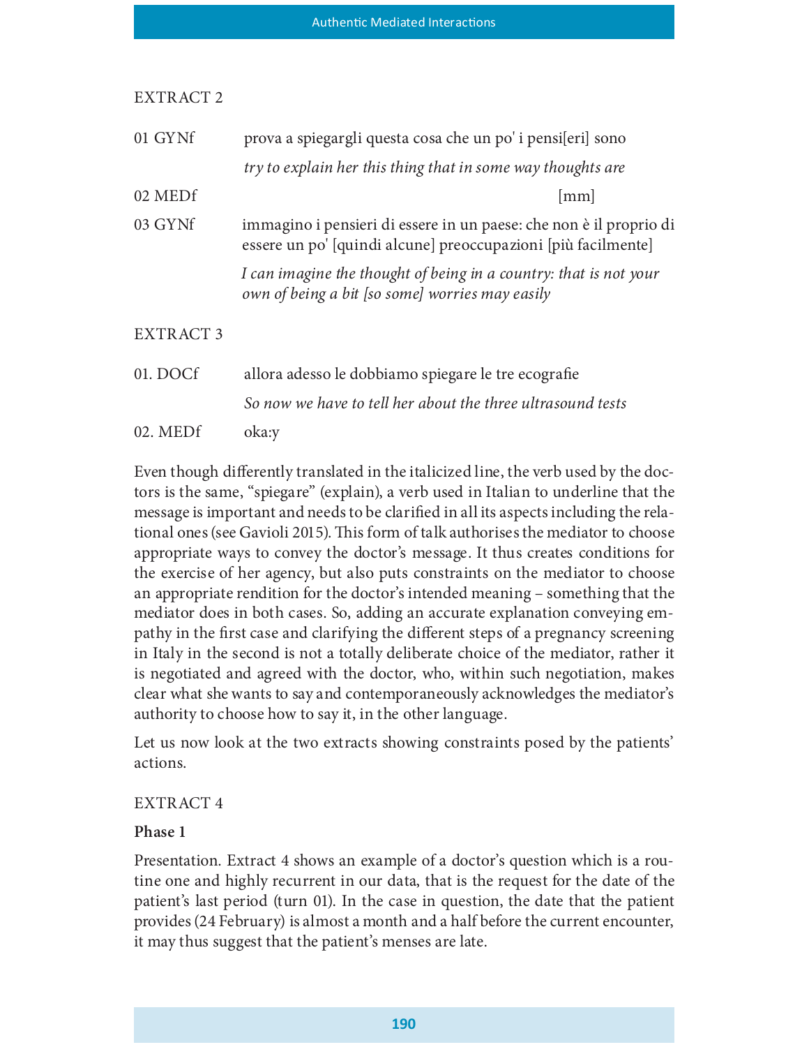EXTRACT 2

| | |
|---|---|
| 01 GYNf | prova a spiegargli questa cosa che un po' i pensi[eri] sono |
| | *try to explain her this thing that in some way thoughts are* |
| 02 MEDf | [mm] |
| 03 GYNf | immagino i pensieri di essere in un paese: che non è il proprio di essere un po' [quindi alcune] preoccupazioni [più facilmente] |
| | *I can imagine the thought of being in a country: that is not your own of being a bit [so some] worries may easily* |

EXTRACT 3

| | |
|---|---|
| 01. DOCf | allora adesso le dobbiamo spiegare le tre ecografie |
| | *So now we have to tell her about the three ultrasound tests* |
| 02. MEDf | oka:y |

Even though differently translated in the italicized line, the verb used by the doctors is the same, "spiegare" (explain), a verb used in Italian to underline that the message is important and needs to be clarified in all its aspects including the relational ones (see Gavioli 2015). This form of talk authorises the mediator to choose appropriate ways to convey the doctor's message. It thus creates conditions for the exercise of her agency, but also puts constraints on the mediator to choose an appropriate rendition for the doctor's intended meaning – something that the mediator does in both cases. So, adding an accurate explanation conveying empathy in the first case and clarifying the different steps of a pregnancy screening in Italy in the second is not a totally deliberate choice of the mediator, rather it is negotiated and agreed with the doctor, who, within such negotiation, makes clear what she wants to say and contemporaneously acknowledges the mediator's authority to choose how to say it, in the other language.

Let us now look at the two extracts showing constraints posed by the patients' actions.

EXTRACT 4

**Phase 1**

Presentation. Extract 4 shows an example of a doctor's question which is a routine one and highly recurrent in our data, that is the request for the date of the patient's last period (turn 01). In the case in question, the date that the patient provides (24 February) is almost a month and a half before the current encounter, it may thus suggest that the patient's menses are late.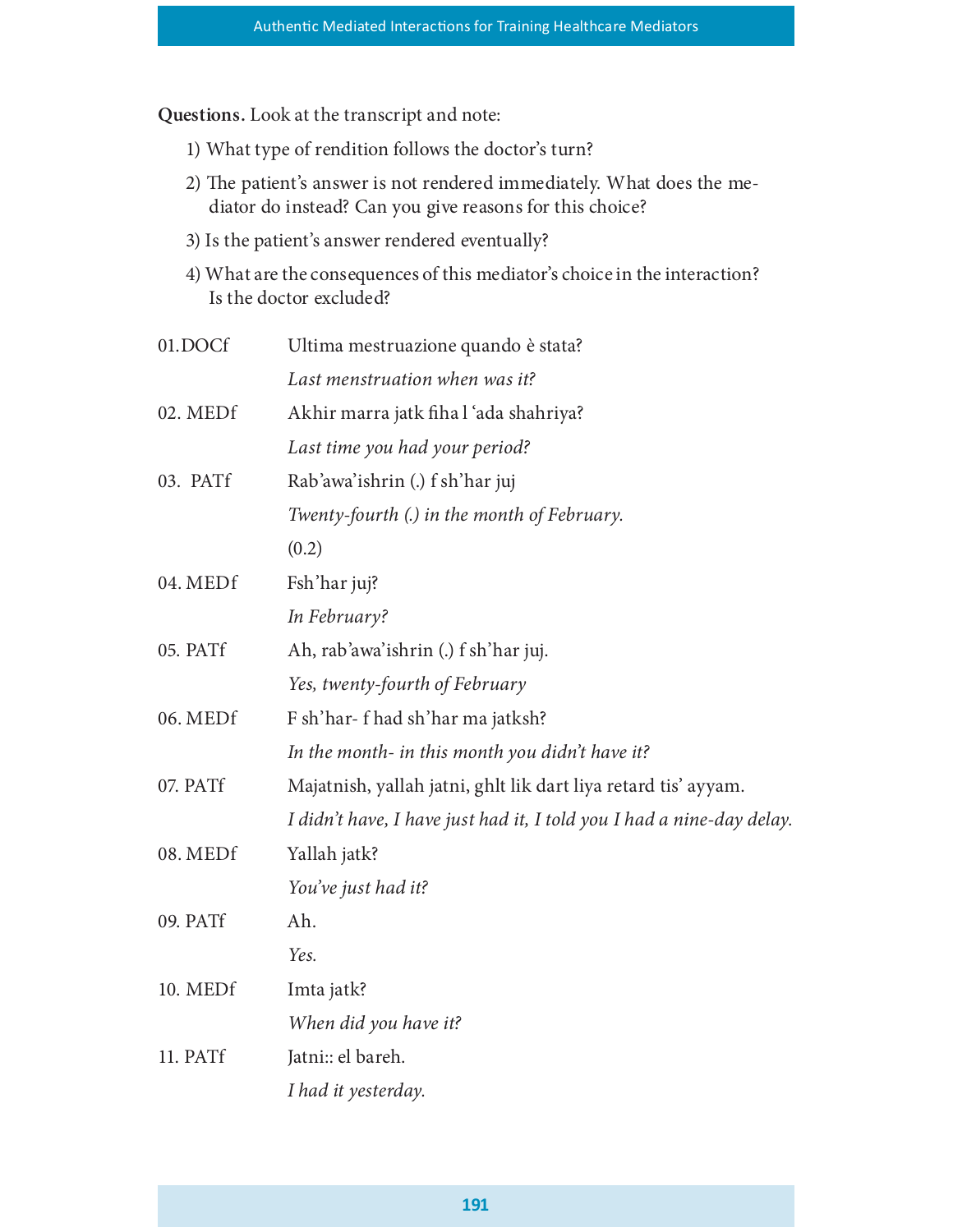**Questions.** Look at the transcript and note:

1) What type of rendition follows the doctor's turn?
2) The patient's answer is not rendered immediately. What does the mediator do instead? Can you give reasons for this choice?
3) Is the patient's answer rendered eventually?
4) What are the consequences of this mediator's choice in the interaction? Is the doctor excluded?

| | |
|---|---|
| 01.DOCf | Ultima mestruazione quando è stata? |
| | *Last menstruation when was it?* |
| 02. MEDf | Akhir marra jatk fiha l 'ada shahriya? |
| | *Last time you had your period?* |
| 03. PATf | Rab'awa'ishrin (.) f sh'har juj |
| | *Twenty-fourth (.) in the month of February.* |
| | (0.2) |
| 04. MEDf | Fsh'har juj? |
| | *In February?* |
| 05. PATf | Ah, rab'awa'ishrin (.) f sh'har juj. |
| | *Yes, twenty-fourth of February* |
| 06. MEDf | F sh'har- f had sh'har ma jatksh? |
| | *In the month- in this month you didn't have it?* |
| 07. PATf | Majatnish, yallah jatni, ghlt lik dart liya retard tis' ayyam. |
| | *I didn't have, I have just had it, I told you I had a nine-day delay.* |
| 08. MEDf | Yallah jatk? |
| | *You've just had it?* |
| 09. PATf | Ah. |
| | *Yes.* |
| 10. MEDf | Imta jatk? |
| | *When did you have it?* |
| 11. PATf | Jatni:: el bareh. |
| | *I had it yesterday.* |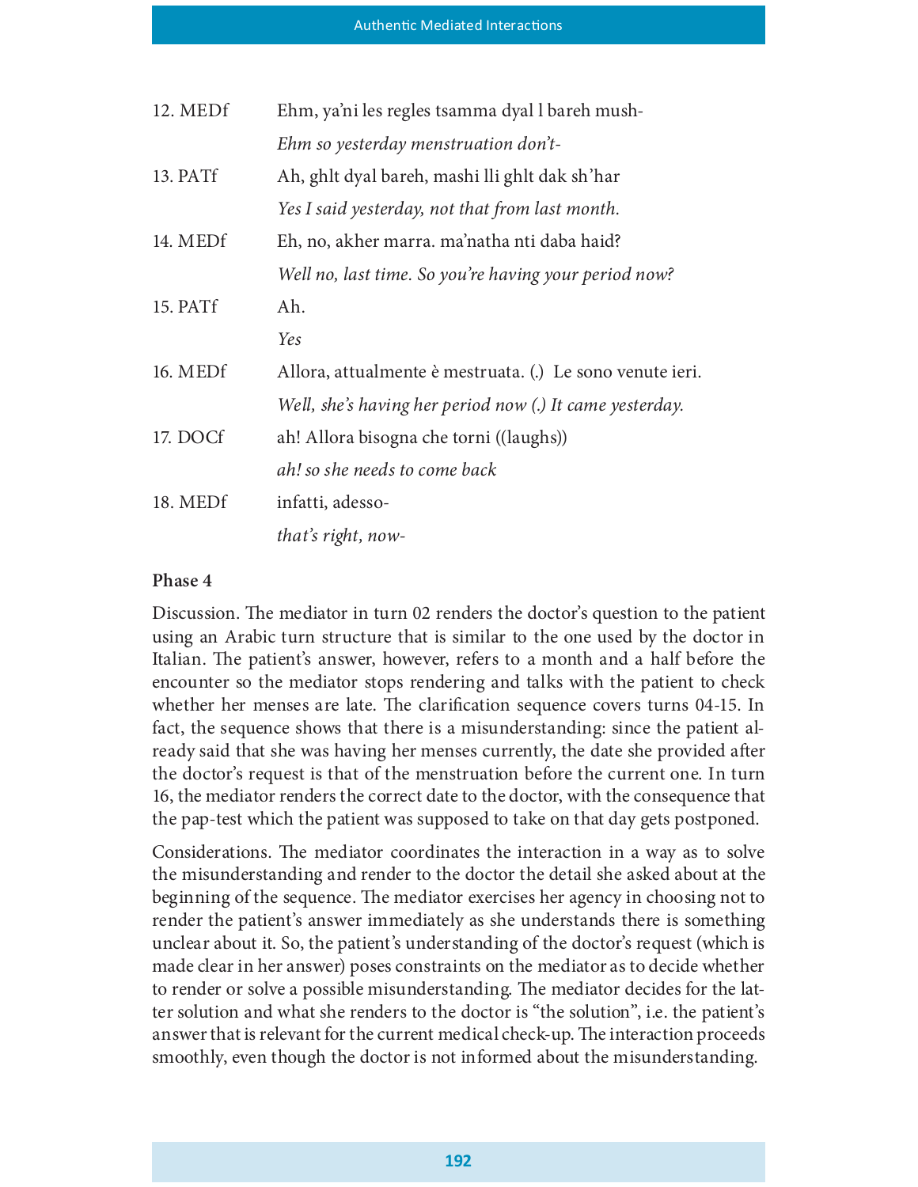| | |
|---|---|
| 12. MEDf | Ehm, ya'ni les regles tsamma dyal l bareh mush- |
| | *Ehm so yesterday menstruation don't-* |
| 13. PATf | Ah, ghlt dyal bareh, mashi lli ghlt dak sh'har |
| | *Yes I said yesterday, not that from last month.* |
| 14. MEDf | Eh, no, akher marra. ma'natha nti daba haid? |
| | *Well no, last time. So you're having your period now?* |
| 15. PATf | Ah. |
| | *Yes* |
| 16. MEDf | Allora, attualmente è mestruata. (.) Le sono venute ieri. |
| | *Well, she's having her period now (.) It came yesterday.* |
| 17. DOCf | ah! Allora bisogna che torni ((laughs)) |
| | *ah! so she needs to come back* |
| 18. MEDf | infatti, adesso- |
| | *that's right, now-* |

**Phase 4**

Discussion. The mediator in turn 02 renders the doctor's question to the patient using an Arabic turn structure that is similar to the one used by the doctor in Italian. The patient's answer, however, refers to a month and a half before the encounter so the mediator stops rendering and talks with the patient to check whether her menses are late. The clarification sequence covers turns 04-15. In fact, the sequence shows that there is a misunderstanding: since the patient already said that she was having her menses currently, the date she provided after the doctor's request is that of the menstruation before the current one. In turn 16, the mediator renders the correct date to the doctor, with the consequence that the pap-test which the patient was supposed to take on that day gets postponed.

Considerations. The mediator coordinates the interaction in a way as to solve the misunderstanding and render to the doctor the detail she asked about at the beginning of the sequence. The mediator exercises her agency in choosing not to render the patient's answer immediately as she understands there is something unclear about it. So, the patient's understanding of the doctor's request (which is made clear in her answer) poses constraints on the mediator as to decide whether to render or solve a possible misunderstanding. The mediator decides for the latter solution and what she renders to the doctor is "the solution", i.e. the patient's answer that is relevant for the current medical check-up. The interaction proceeds smoothly, even though the doctor is not informed about the misunderstanding.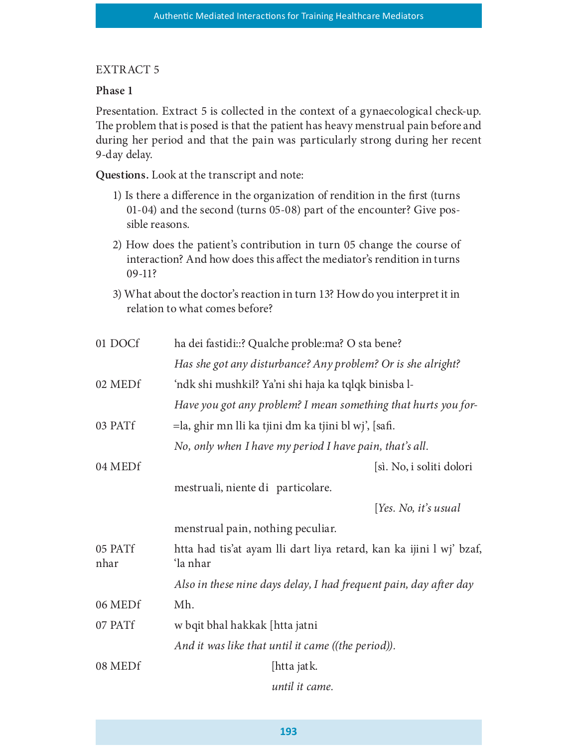EXTRACT 5

**Phase 1**

Presentation. Extract 5 is collected in the context of a gynaecological check-up. The problem that is posed is that the patient has heavy menstrual pain before and during her period and that the pain was particularly strong during her recent 9-day delay.

**Questions.** Look at the transcript and note:

1) Is there a difference in the organization of rendition in the first (turns 01-04) and the second (turns 05-08) part of the encounter? Give possible reasons.
2) How does the patient's contribution in turn 05 change the course of interaction? And how does this affect the mediator's rendition in turns 09-11?
3) What about the doctor's reaction in turn 13? How do you interpret it in relation to what comes before?

| | |
|---|---|
| 01 DOCf | ha dei fastidi::? Qualche proble:ma? O sta bene? |
| | *Has she got any disturbance? Any problem? Or is she alright?* |
| 02 MEDf | 'ndk shi mushkil? Ya'ni shi haja ka tqlqk binisba l- |
| | *Have you got any problem? I mean something that hurts you for-* |
| 03 PATf | =la, ghir mn lli ka tjini dm ka tjini bl wj', [safi. |
| | *No, only when I have my period I have pain, that's all.* |
| 04 MEDf | [sì. No, i soliti dolori mestruali, niente di particolare. |
| | *[Yes. No, it's usual menstrual pain, nothing peculiar.* |
| 05 PATf | htta had tis'at ayam lli dart liya retard, kan ka ijini l wj' bzaf, 'la nhar nhar |
| | *Also in these nine days delay, I had frequent pain, day after day* |
| 06 MEDf | Mh. |
| 07 PATf | w bqit bhal hakkak [htta jatni |
| | *And it was like that until it came ((the period)).* |
| 08 MEDf | [htta jatk. |
| | *until it came.* |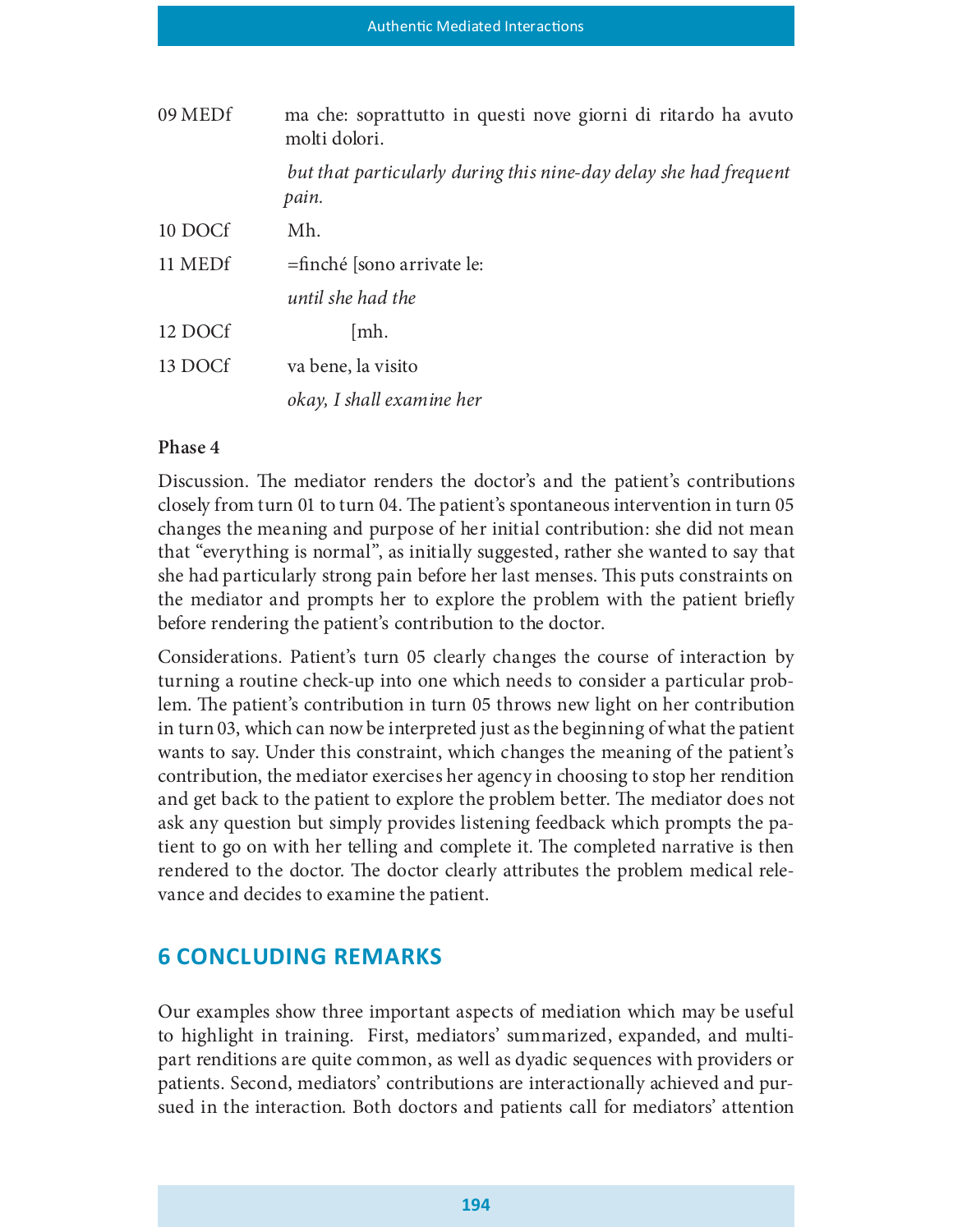09 MEDf ma che: soprattutto in questi nove giorni di ritardo ha avuto molti dolori.

*but that particularly during this nine-day delay she had frequent pain.*

10 DOCf Mh.

11 MEDf =finché [sono arrivate le:

*until she had the*

12 DOCf [mh.

13 DOCf va bene, la visito

*okay, I shall examine her*

**Phase 4**

Discussion. The mediator renders the doctor's and the patient's contributions closely from turn 01 to turn 04. The patient's spontaneous intervention in turn 05 changes the meaning and purpose of her initial contribution: she did not mean that "everything is normal", as initially suggested, rather she wanted to say that she had particularly strong pain before her last menses. This puts constraints on the mediator and prompts her to explore the problem with the patient briefly before rendering the patient's contribution to the doctor.

Considerations. Patient's turn 05 clearly changes the course of interaction by turning a routine check-up into one which needs to consider a particular problem. The patient's contribution in turn 05 throws new light on her contribution in turn 03, which can now be interpreted just as the beginning of what the patient wants to say. Under this constraint, which changes the meaning of the patient's contribution, the mediator exercises her agency in choosing to stop her rendition and get back to the patient to explore the problem better. The mediator does not ask any question but simply provides listening feedback which prompts the patient to go on with her telling and complete it. The completed narrative is then rendered to the doctor. The doctor clearly attributes the problem medical relevance and decides to examine the patient.

## 6 CONCLUDING REMARKS

Our examples show three important aspects of mediation which may be useful to highlight in training. First, mediators' summarized, expanded, and multi-part renditions are quite common, as well as dyadic sequences with providers or patients. Second, mediators' contributions are interactionally achieved and pursued in the interaction. Both doctors and patients call for mediators' attention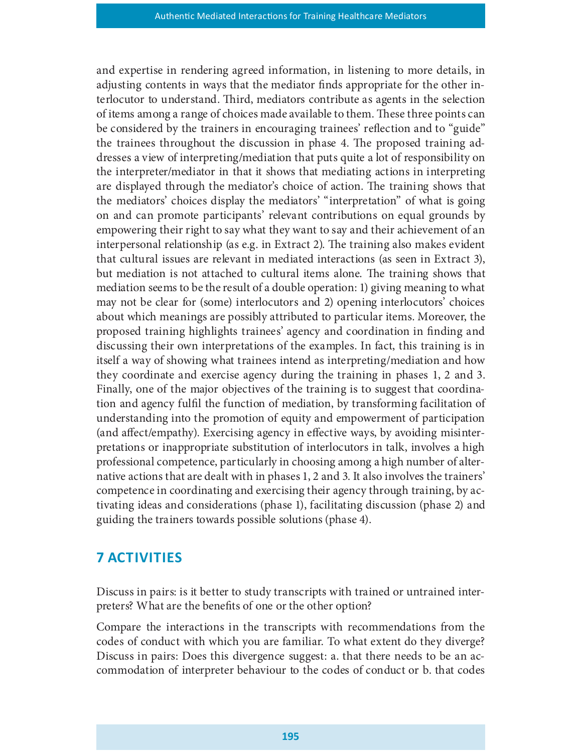and expertise in rendering agreed information, in listening to more details, in adjusting contents in ways that the mediator finds appropriate for the other interlocutor to understand. Third, mediators contribute as agents in the selection of items among a range of choices made available to them. These three points can be considered by the trainers in encouraging trainees' reflection and to "guide" the trainees throughout the discussion in phase 4. The proposed training addresses a view of interpreting/mediation that puts quite a lot of responsibility on the interpreter/mediator in that it shows that mediating actions in interpreting are displayed through the mediator's choice of action. The training shows that the mediators' choices display the mediators' "interpretation" of what is going on and can promote participants' relevant contributions on equal grounds by empowering their right to say what they want to say and their achievement of an interpersonal relationship (as e.g. in Extract 2). The training also makes evident that cultural issues are relevant in mediated interactions (as seen in Extract 3), but mediation is not attached to cultural items alone. The training shows that mediation seems to be the result of a double operation: 1) giving meaning to what may not be clear for (some) interlocutors and 2) opening interlocutors' choices about which meanings are possibly attributed to particular items. Moreover, the proposed training highlights trainees' agency and coordination in finding and discussing their own interpretations of the examples. In fact, this training is in itself a way of showing what trainees intend as interpreting/mediation and how they coordinate and exercise agency during the training in phases 1, 2 and 3. Finally, one of the major objectives of the training is to suggest that coordination and agency fulfil the function of mediation, by transforming facilitation of understanding into the promotion of equity and empowerment of participation (and affect/empathy). Exercising agency in effective ways, by avoiding misinterpretations or inappropriate substitution of interlocutors in talk, involves a high professional competence, particularly in choosing among a high number of alternative actions that are dealt with in phases 1, 2 and 3. It also involves the trainers' competence in coordinating and exercising their agency through training, by activating ideas and considerations (phase 1), facilitating discussion (phase 2) and guiding the trainers towards possible solutions (phase 4).

## 7 ACTIVITIES

Discuss in pairs: is it better to study transcripts with trained or untrained interpreters? What are the benefits of one or the other option?

Compare the interactions in the transcripts with recommendations from the codes of conduct with which you are familiar. To what extent do they diverge? Discuss in pairs: Does this divergence suggest: a. that there needs to be an accommodation of interpreter behaviour to the codes of conduct or b. that codes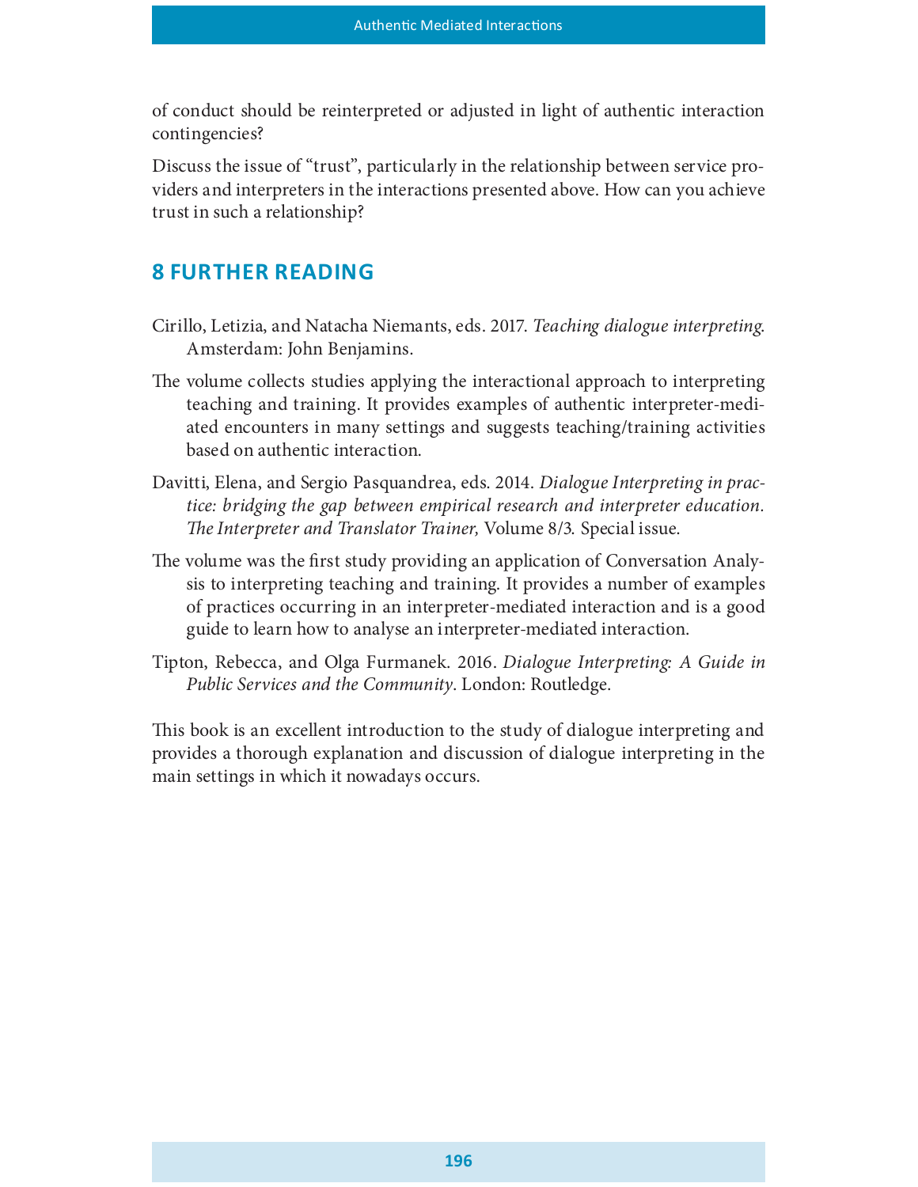of conduct should be reinterpreted or adjusted in light of authentic interaction contingencies?

Discuss the issue of "trust", particularly in the relationship between service providers and interpreters in the interactions presented above. How can you achieve trust in such a relationship?

## 8 FURTHER READING

Cirillo, Letizia, and Natacha Niemants, eds. 2017. *Teaching dialogue interpreting.* Amsterdam: John Benjamins.

The volume collects studies applying the interactional approach to interpreting teaching and training. It provides examples of authentic interpreter-mediated encounters in many settings and suggests teaching/training activities based on authentic interaction.

Davitti, Elena, and Sergio Pasquandrea, eds. 2014. *Dialogue Interpreting in practice: bridging the gap between empirical research and interpreter education. The Interpreter and Translator Trainer,* Volume 8/3. Special issue.

The volume was the first study providing an application of Conversation Analysis to interpreting teaching and training. It provides a number of examples of practices occurring in an interpreter-mediated interaction and is a good guide to learn how to analyse an interpreter-mediated interaction.

Tipton, Rebecca, and Olga Furmanek. 2016. *Dialogue Interpreting: A Guide in Public Services and the Community*. London: Routledge.

This book is an excellent introduction to the study of dialogue interpreting and provides a thorough explanation and discussion of dialogue interpreting in the main settings in which it nowadays occurs.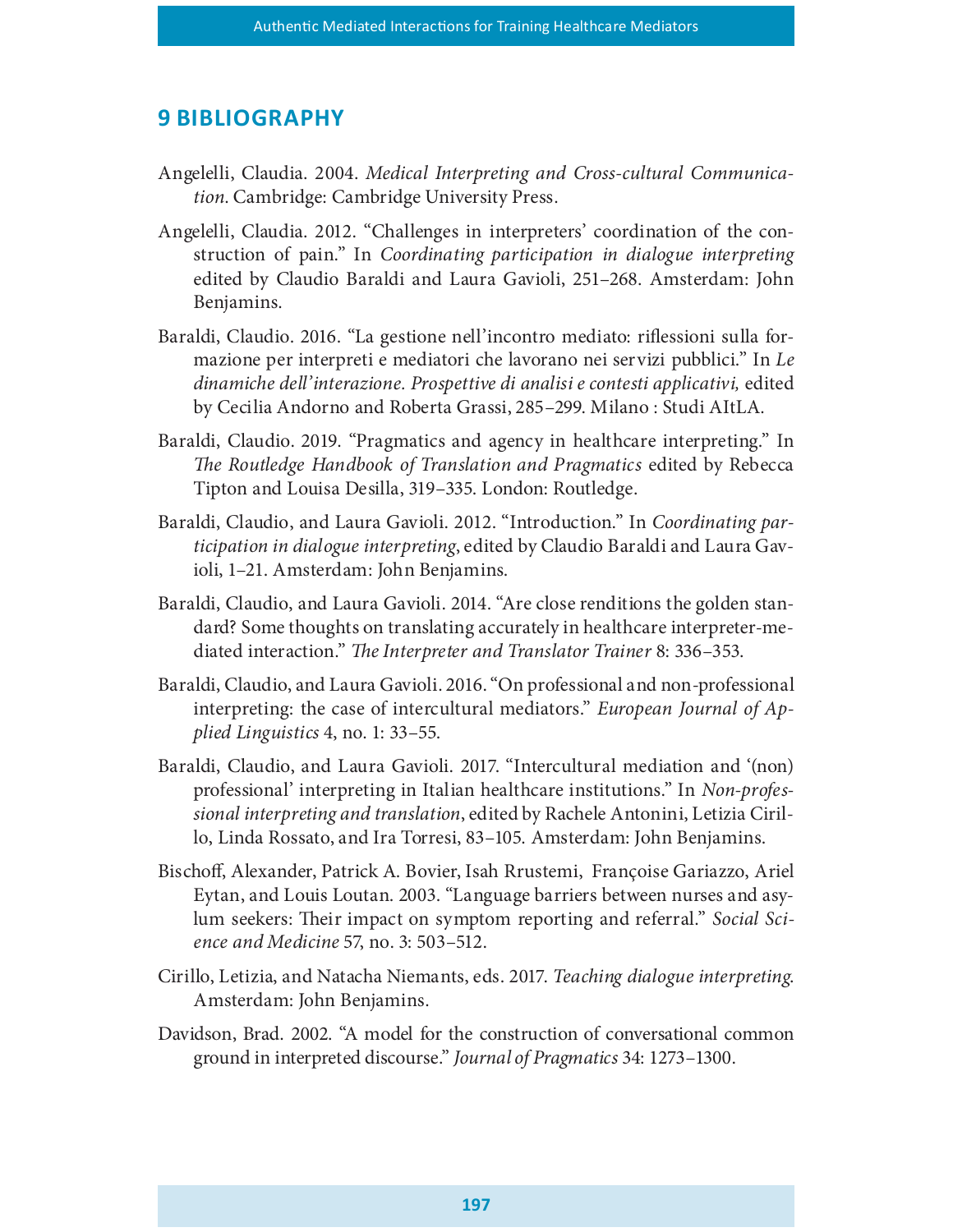## 9 BIBLIOGRAPHY

Angelelli, Claudia. 2004. *Medical Interpreting and Cross-cultural Communication*. Cambridge: Cambridge University Press.

Angelelli, Claudia. 2012. "Challenges in interpreters' coordination of the construction of pain." In *Coordinating participation in dialogue interpreting* edited by Claudio Baraldi and Laura Gavioli, 251–268. Amsterdam: John Benjamins.

Baraldi, Claudio. 2016. "La gestione nell'incontro mediato: riflessioni sulla formazione per interpreti e mediatori che lavorano nei servizi pubblici." In *Le dinamiche dell'interazione. Prospettive di analisi e contesti applicativi,* edited by Cecilia Andorno and Roberta Grassi, 285–299. Milano : Studi AItLA.

Baraldi, Claudio. 2019. "Pragmatics and agency in healthcare interpreting." In *The Routledge Handbook of Translation and Pragmatics* edited by Rebecca Tipton and Louisa Desilla, 319–335. London: Routledge.

Baraldi, Claudio, and Laura Gavioli. 2012. "Introduction." In *Coordinating participation in dialogue interpreting*, edited by Claudio Baraldi and Laura Gavioli, 1–21. Amsterdam: John Benjamins.

Baraldi, Claudio, and Laura Gavioli. 2014. "Are close renditions the golden standard? Some thoughts on translating accurately in healthcare interpreter-mediated interaction." *The Interpreter and Translator Trainer* 8: 336–353.

Baraldi, Claudio, and Laura Gavioli. 2016. "On professional and non-professional interpreting: the case of intercultural mediators." *European Journal of Applied Linguistics* 4, no. 1: 33–55.

Baraldi, Claudio, and Laura Gavioli. 2017. "Intercultural mediation and '(non) professional' interpreting in Italian healthcare institutions." In *Non-professional interpreting and translation*, edited by Rachele Antonini, Letizia Cirillo, Linda Rossato, and Ira Torresi, 83–105. Amsterdam: John Benjamins.

Bischoff, Alexander, Patrick A. Bovier, Isah Rrustemi, Françoise Gariazzo, Ariel Eytan, and Louis Loutan. 2003. "Language barriers between nurses and asylum seekers: Their impact on symptom reporting and referral." *Social Science and Medicine* 57, no. 3: 503–512.

Cirillo, Letizia, and Natacha Niemants, eds. 2017. *Teaching dialogue interpreting*. Amsterdam: John Benjamins.

Davidson, Brad. 2002. "A model for the construction of conversational common ground in interpreted discourse." *Journal of Pragmatics* 34: 1273–1300.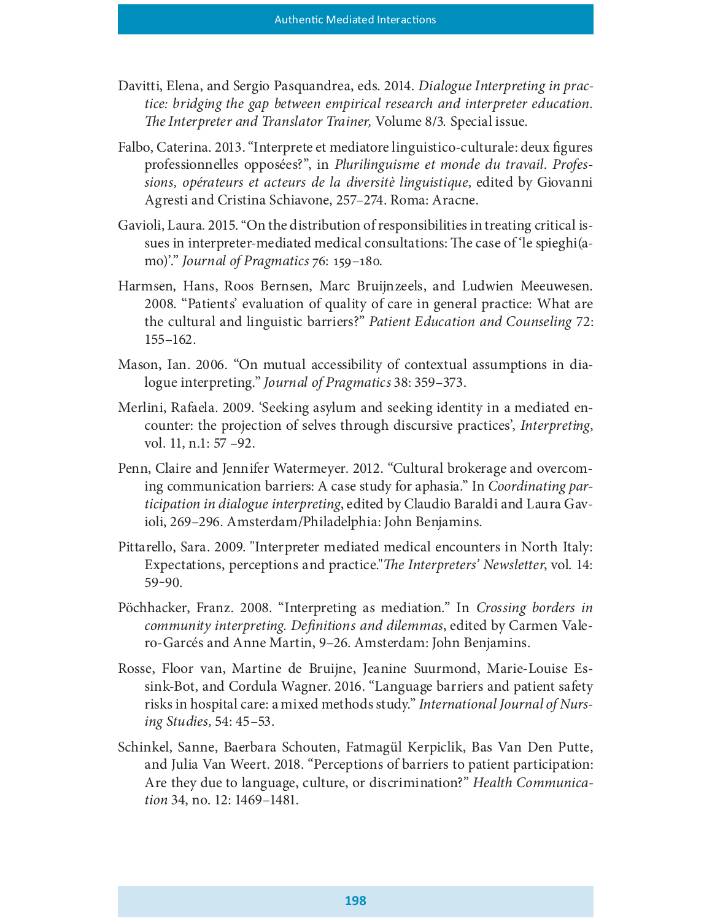Davitti, Elena, and Sergio Pasquandrea, eds. 2014. *Dialogue Interpreting in practice: bridging the gap between empirical research and interpreter education. The Interpreter and Translator Trainer,* Volume 8/3. Special issue.

Falbo, Caterina. 2013. "Interprete et mediatore linguistico-culturale: deux figures professionnelles opposées?", in *Plurilinguisme et monde du travail. Professions, opérateurs et acteurs de la diversitè linguistique*, edited by Giovanni Agresti and Cristina Schiavone, 257–274. Roma: Aracne.

Gavioli, Laura. 2015. "On the distribution of responsibilities in treating critical issues in interpreter-mediated medical consultations: The case of 'le spieghi(amo)'." *Journal of Pragmatics* 76: 159–180.

Harmsen, Hans, Roos Bernsen, Marc Bruijnzeels, and Ludwien Meeuwesen. 2008. "Patients' evaluation of quality of care in general practice: What are the cultural and linguistic barriers?" *Patient Education and Counseling* 72: 155–162.

Mason, Ian. 2006. "On mutual accessibility of contextual assumptions in dialogue interpreting." *Journal of Pragmatics* 38: 359–373.

Merlini, Rafaela. 2009. 'Seeking asylum and seeking identity in a mediated encounter: the projection of selves through discursive practices', *Interpreting*, vol. 11, n.1: 57 –92.

Penn, Claire and Jennifer Watermeyer. 2012. "Cultural brokerage and overcoming communication barriers: A case study for aphasia." In *Coordinating participation in dialogue interpreting*, edited by Claudio Baraldi and Laura Gavioli, 269–296. Amsterdam/Philadelphia: John Benjamins.

Pittarello, Sara. 2009. "Interpreter mediated medical encounters in North Italy: Expectations, perceptions and practice."*The Interpreters' Newsletter*, vol. 14: 59-90.

Pöchhacker, Franz. 2008. "Interpreting as mediation." In *Crossing borders in community interpreting. Definitions and dilemmas*, edited by Carmen Valero-Garcés and Anne Martin, 9–26. Amsterdam: John Benjamins.

Rosse, Floor van, Martine de Bruijne, Jeanine Suurmond, Marie-Louise Essink-Bot, and Cordula Wagner. 2016. "Language barriers and patient safety risks in hospital care: a mixed methods study." *International Journal of Nursing Studies,* 54: 45–53.

Schinkel, Sanne, Baerbara Schouten, Fatmagül Kerpiclik, Bas Van Den Putte, and Julia Van Weert. 2018. "Perceptions of barriers to patient participation: Are they due to language, culture, or discrimination?" *Health Communication* 34, no. 12: 1469–1481.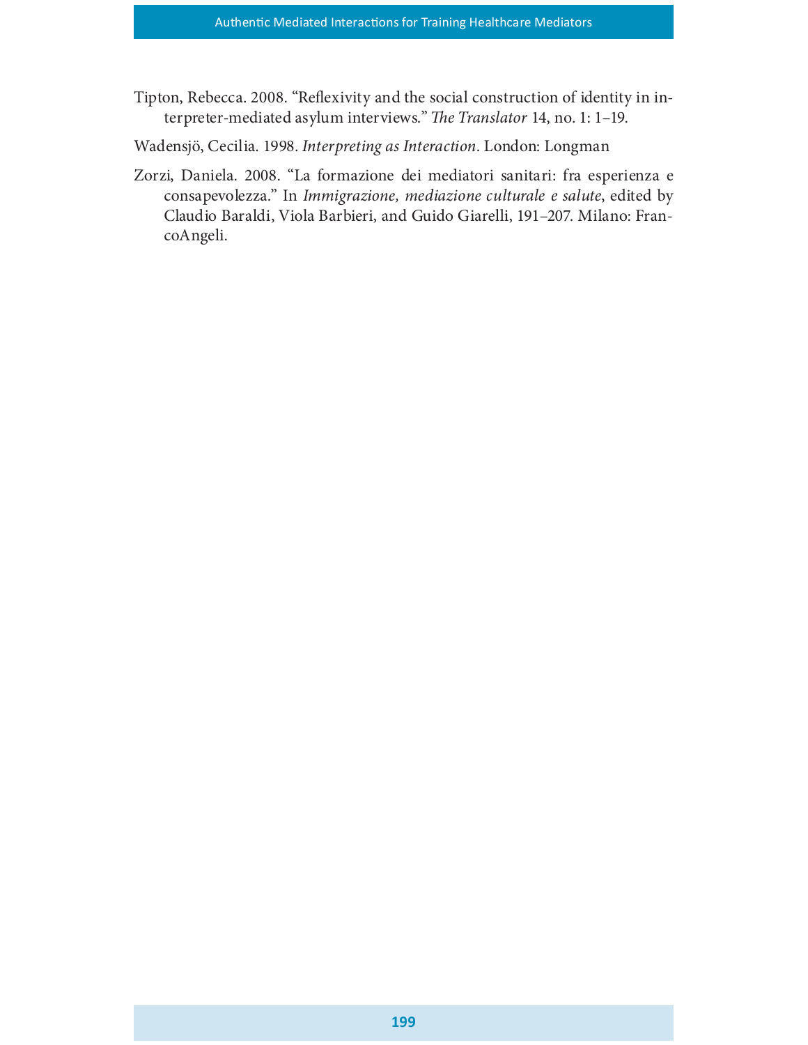Tipton, Rebecca. 2008. "Reflexivity and the social construction of identity in interpreter-mediated asylum interviews." *The Translator* 14, no. 1: 1–19.

Wadensjö, Cecilia. 1998. *Interpreting as Interaction*. London: Longman

Zorzi, Daniela. 2008. "La formazione dei mediatori sanitari: fra esperienza e consapevolezza." In *Immigrazione, mediazione culturale e salute*, edited by Claudio Baraldi, Viola Barbieri, and Guido Giarelli, 191–207. Milano: FrancoAngeli.